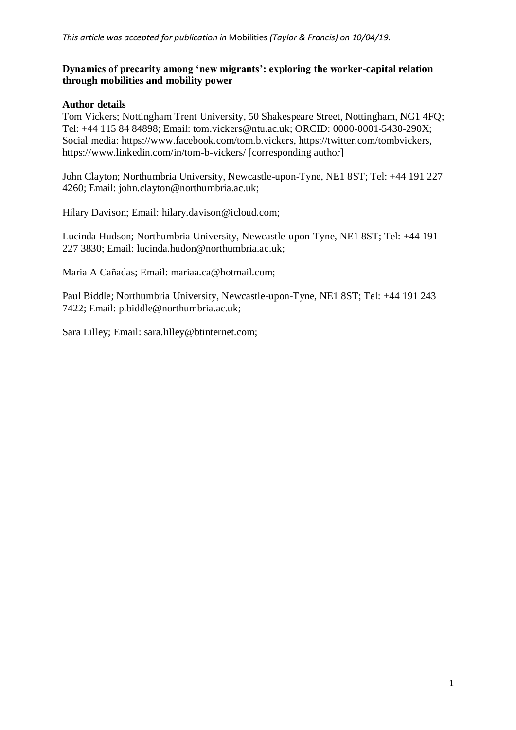*This article was accepted for publication in* Mobilities *(Taylor & Francis) on 10/04/19.*

**Dynamics of precarity among 'new migrants': exploring the worker-capital relation through mobilities and mobility power**

**Author details**

Tom Vickers; Nottingham Trent University, 50 Shakespeare Street, Nottingham, NG1 4FQ; Tel: +44 115 84 84898; Email: tom.vickers@ntu.ac.uk; ORCID: 0000-0001-5430-290X; Social media: https://www.facebook.com/tom.b.vickers, https://twitter.com/tombvickers, https://www.linkedin.com/in/tom-b-vickers/ [corresponding author]

John Clayton; Northumbria University, Newcastle-upon-Tyne, NE1 8ST; Tel: +44 191 227 4260; Email: john.clayton@northumbria.ac.uk;

Hilary Davison; Email: hilary.davison@icloud.com;

Lucinda Hudson; Northumbria University, Newcastle-upon-Tyne, NE1 8ST; Tel: +44 191 227 3830; Email: lucinda.hudon@northumbria.ac.uk;

Maria A Cañadas; Email: mariaa.ca@hotmail.com;

Paul Biddle; Northumbria University, Newcastle-upon-Tyne, NE1 8ST; Tel: +44 191 243 7422; Email: p.biddle@northumbria.ac.uk;

Sara Lilley; Email: sara.lilley@btinternet.com;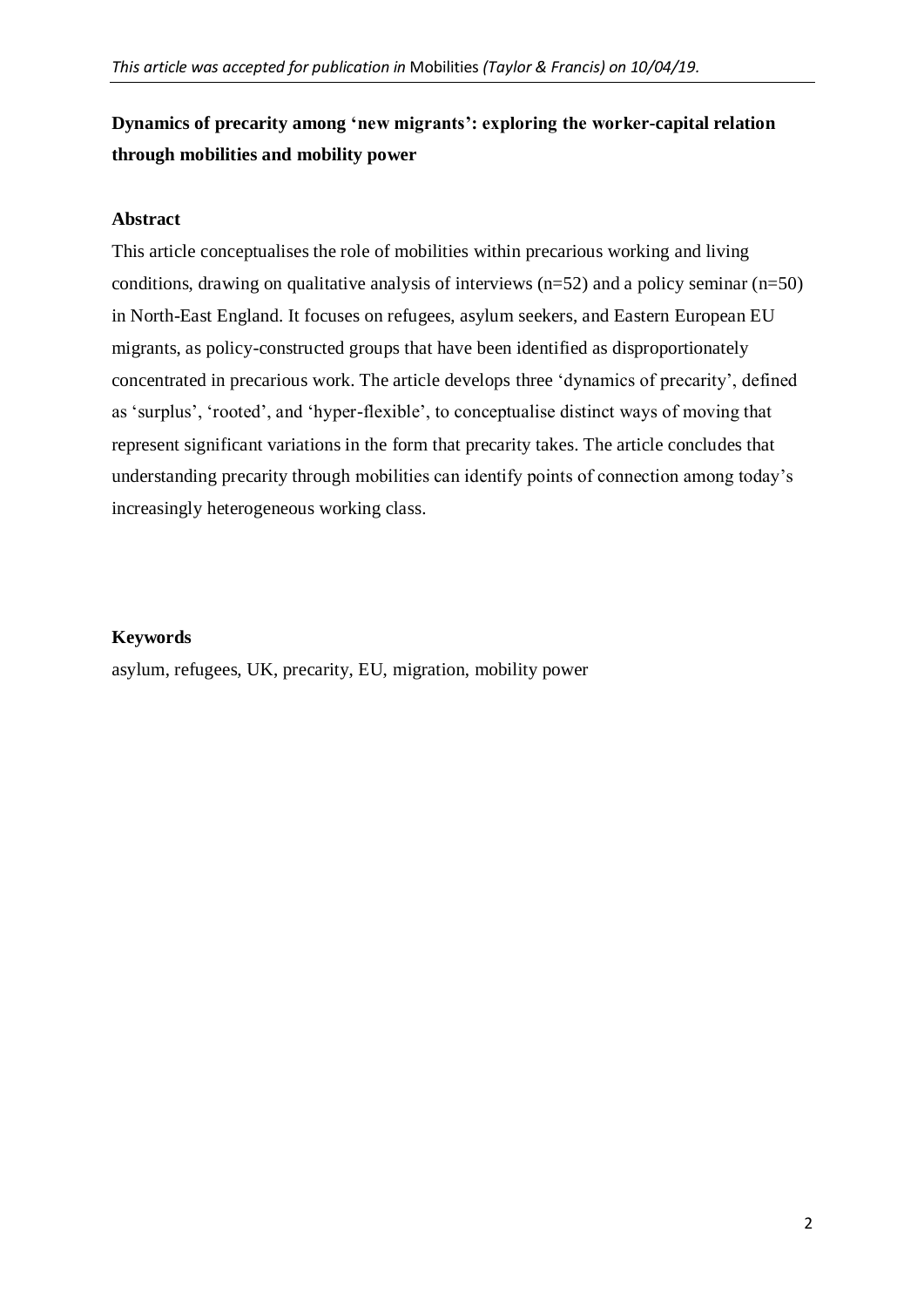**Dynamics of precarity among 'new migrants': exploring the worker-capital relation through mobilities and mobility power**

**Abstract**

This article conceptualises the role of mobilities within precarious working and living conditions, drawing on qualitative analysis of interviews (n=52) and a policy seminar (n=50) in North-East England. It focuses on refugees, asylum seekers, and Eastern European EU migrants, as policy-constructed groups that have been identified as disproportionately concentrated in precarious work. The article develops three 'dynamics of precarity', defined as 'surplus', 'rooted', and 'hyper-flexible', to conceptualise distinct ways of moving that represent significant variations in the form that precarity takes. The article concludes that understanding precarity through mobilities can identify points of connection among today's increasingly heterogeneous working class.

**Keywords**

asylum, refugees, UK, precarity, EU, migration, mobility power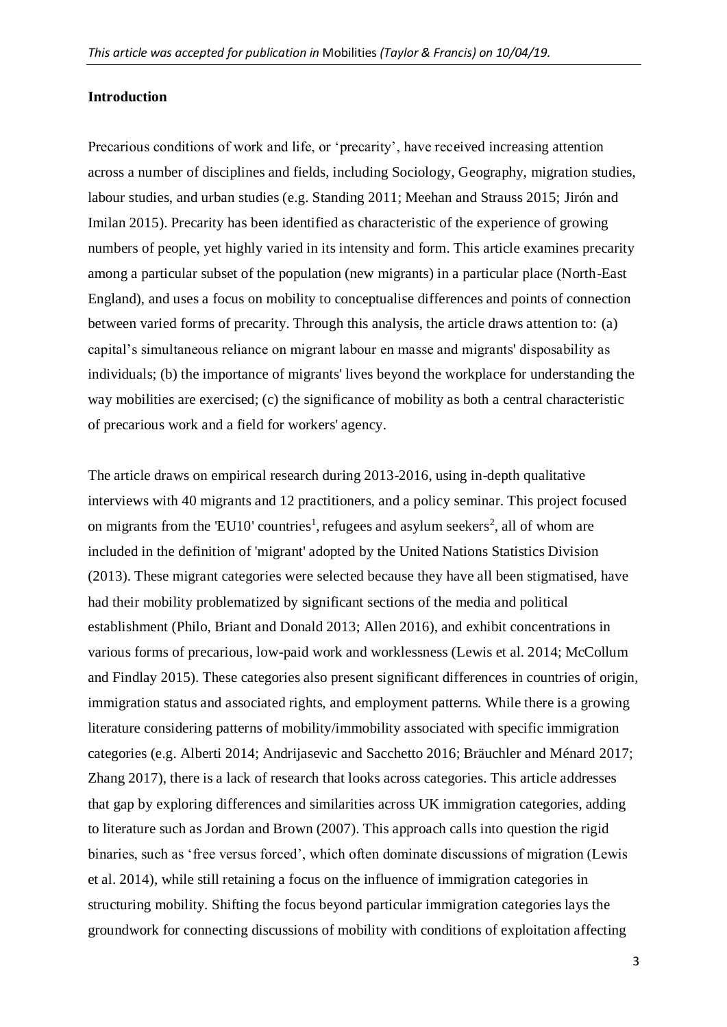## Introduction

Precarious conditions of work and life, or 'precarity', have received increasing attention across a number of disciplines and fields, including Sociology, Geography, migration studies, labour studies, and urban studies (e.g. Standing 2011; Meehan and Strauss 2015; Jirón and Imilan 2015). Precarity has been identified as characteristic of the experience of growing numbers of people, yet highly varied in its intensity and form. This article examines precarity among a particular subset of the population (new migrants) in a particular place (North-East England), and uses a focus on mobility to conceptualise differences and points of connection between varied forms of precarity. Through this analysis, the article draws attention to: (a) capital's simultaneous reliance on migrant labour en masse and migrants' disposability as individuals; (b) the importance of migrants' lives beyond the workplace for understanding the way mobilities are exercised; (c) the significance of mobility as both a central characteristic of precarious work and a field for workers' agency.

The article draws on empirical research during 2013-2016, using in-depth qualitative interviews with 40 migrants and 12 practitioners, and a policy seminar. This project focused on migrants from the 'EU10' countries[1], refugees and asylum seekers[2], all of whom are included in the definition of 'migrant' adopted by the United Nations Statistics Division (2013). These migrant categories were selected because they have all been stigmatised, have had their mobility problematized by significant sections of the media and political establishment (Philo, Briant and Donald 2013; Allen 2016), and exhibit concentrations in various forms of precarious, low-paid work and worklessness (Lewis et al. 2014; McCollum and Findlay 2015). These categories also present significant differences in countries of origin, immigration status and associated rights, and employment patterns. While there is a growing literature considering patterns of mobility/immobility associated with specific immigration categories (e.g. Alberti 2014; Andrijasevic and Sacchetto 2016; Bräuchler and Ménard 2017; Zhang 2017), there is a lack of research that looks across categories. This article addresses that gap by exploring differences and similarities across UK immigration categories, adding to literature such as Jordan and Brown (2007). This approach calls into question the rigid binaries, such as 'free versus forced', which often dominate discussions of migration (Lewis et al. 2014), while still retaining a focus on the influence of immigration categories in structuring mobility. Shifting the focus beyond particular immigration categories lays the groundwork for connecting discussions of mobility with conditions of exploitation affecting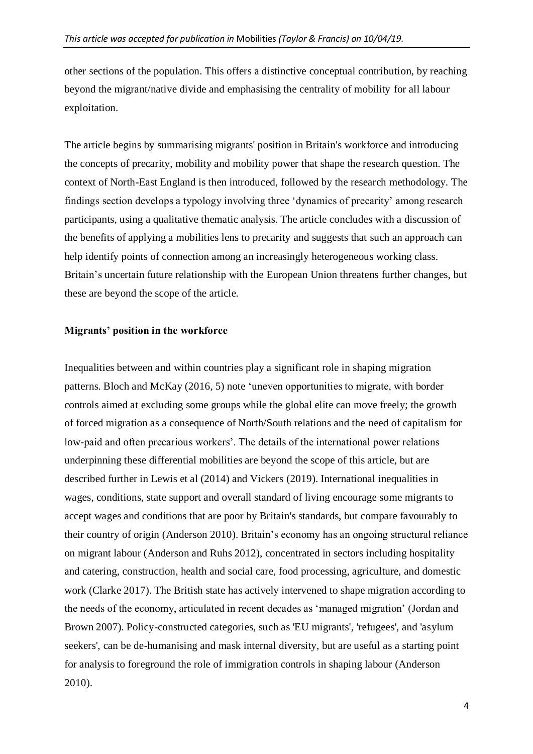other sections of the population. This offers a distinctive conceptual contribution, by reaching beyond the migrant/native divide and emphasising the centrality of mobility for all labour exploitation.

The article begins by summarising migrants' position in Britain's workforce and introducing the concepts of precarity, mobility and mobility power that shape the research question. The context of North-East England is then introduced, followed by the research methodology. The findings section develops a typology involving three 'dynamics of precarity' among research participants, using a qualitative thematic analysis. The article concludes with a discussion of the benefits of applying a mobilities lens to precarity and suggests that such an approach can help identify points of connection among an increasingly heterogeneous working class. Britain's uncertain future relationship with the European Union threatens further changes, but these are beyond the scope of the article.

## Migrants' position in the workforce

Inequalities between and within countries play a significant role in shaping migration patterns. Bloch and McKay (2016, 5) note 'uneven opportunities to migrate, with border controls aimed at excluding some groups while the global elite can move freely; the growth of forced migration as a consequence of North/South relations and the need of capitalism for low-paid and often precarious workers'. The details of the international power relations underpinning these differential mobilities are beyond the scope of this article, but are described further in Lewis et al (2014) and Vickers (2019). International inequalities in wages, conditions, state support and overall standard of living encourage some migrants to accept wages and conditions that are poor by Britain's standards, but compare favourably to their country of origin (Anderson 2010). Britain's economy has an ongoing structural reliance on migrant labour (Anderson and Ruhs 2012), concentrated in sectors including hospitality and catering, construction, health and social care, food processing, agriculture, and domestic work (Clarke 2017). The British state has actively intervened to shape migration according to the needs of the economy, articulated in recent decades as 'managed migration' (Jordan and Brown 2007). Policy-constructed categories, such as 'EU migrants', 'refugees', and 'asylum seekers', can be de-humanising and mask internal diversity, but are useful as a starting point for analysis to foreground the role of immigration controls in shaping labour (Anderson 2010).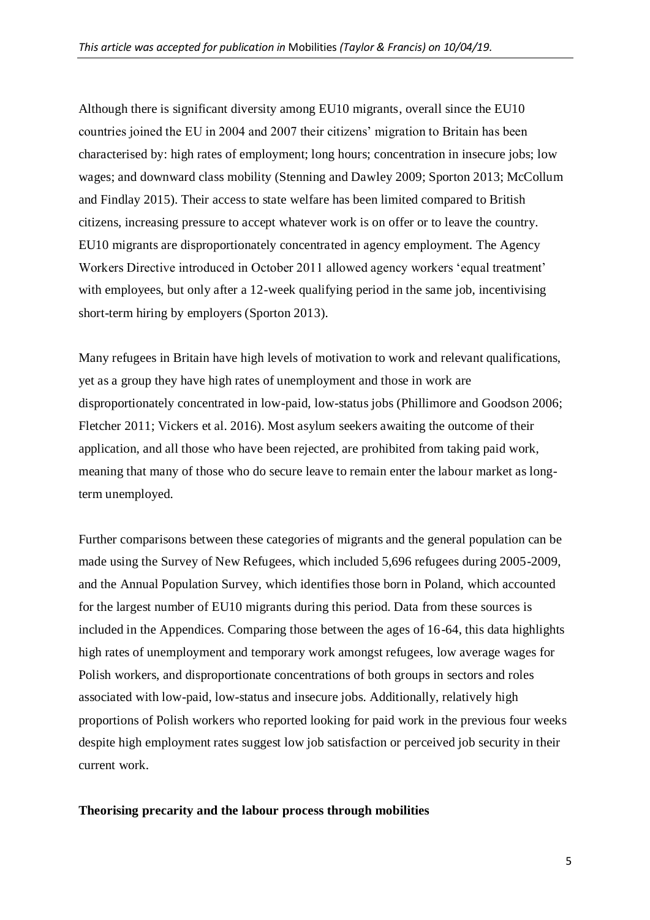Although there is significant diversity among EU10 migrants, overall since the EU10 countries joined the EU in 2004 and 2007 their citizens' migration to Britain has been characterised by: high rates of employment; long hours; concentration in insecure jobs; low wages; and downward class mobility (Stenning and Dawley 2009; Sporton 2013; McCollum and Findlay 2015). Their access to state welfare has been limited compared to British citizens, increasing pressure to accept whatever work is on offer or to leave the country. EU10 migrants are disproportionately concentrated in agency employment. The Agency Workers Directive introduced in October 2011 allowed agency workers 'equal treatment' with employees, but only after a 12-week qualifying period in the same job, incentivising short-term hiring by employers (Sporton 2013).

Many refugees in Britain have high levels of motivation to work and relevant qualifications, yet as a group they have high rates of unemployment and those in work are disproportionately concentrated in low-paid, low-status jobs (Phillimore and Goodson 2006; Fletcher 2011; Vickers et al. 2016). Most asylum seekers awaiting the outcome of their application, and all those who have been rejected, are prohibited from taking paid work, meaning that many of those who do secure leave to remain enter the labour market as long-term unemployed.

Further comparisons between these categories of migrants and the general population can be made using the Survey of New Refugees, which included 5,696 refugees during 2005-2009, and the Annual Population Survey, which identifies those born in Poland, which accounted for the largest number of EU10 migrants during this period. Data from these sources is included in the Appendices. Comparing those between the ages of 16-64, this data highlights high rates of unemployment and temporary work amongst refugees, low average wages for Polish workers, and disproportionate concentrations of both groups in sectors and roles associated with low-paid, low-status and insecure jobs. Additionally, relatively high proportions of Polish workers who reported looking for paid work in the previous four weeks despite high employment rates suggest low job satisfaction or perceived job security in their current work.

## Theorising precarity and the labour process through mobilities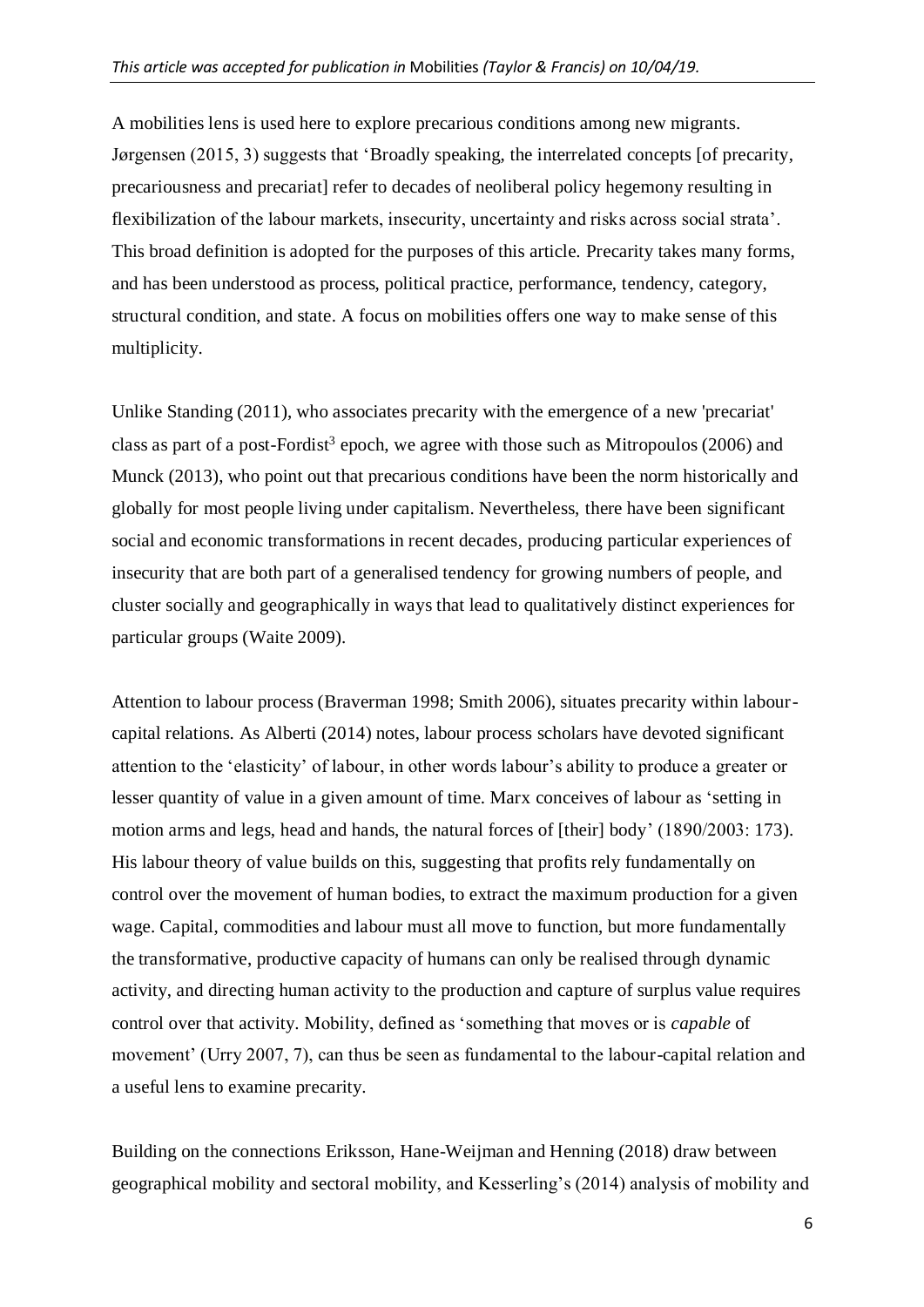A mobilities lens is used here to explore precarious conditions among new migrants. Jørgensen (2015, 3) suggests that 'Broadly speaking, the interrelated concepts [of precarity, precariousness and precariat] refer to decades of neoliberal policy hegemony resulting in flexibilization of the labour markets, insecurity, uncertainty and risks across social strata'. This broad definition is adopted for the purposes of this article. Precarity takes many forms, and has been understood as process, political practice, performance, tendency, category, structural condition, and state. A focus on mobilities offers one way to make sense of this multiplicity.

Unlike Standing (2011), who associates precarity with the emergence of a new 'precariat' class as part of a post-Fordist[3] epoch, we agree with those such as Mitropoulos (2006) and Munck (2013), who point out that precarious conditions have been the norm historically and globally for most people living under capitalism. Nevertheless, there have been significant social and economic transformations in recent decades, producing particular experiences of insecurity that are both part of a generalised tendency for growing numbers of people, and cluster socially and geographically in ways that lead to qualitatively distinct experiences for particular groups (Waite 2009).

Attention to labour process (Braverman 1998; Smith 2006), situates precarity within labour-capital relations. As Alberti (2014) notes, labour process scholars have devoted significant attention to the 'elasticity' of labour, in other words labour's ability to produce a greater or lesser quantity of value in a given amount of time. Marx conceives of labour as 'setting in motion arms and legs, head and hands, the natural forces of [their] body' (1890/2003: 173). His labour theory of value builds on this, suggesting that profits rely fundamentally on control over the movement of human bodies, to extract the maximum production for a given wage. Capital, commodities and labour must all move to function, but more fundamentally the transformative, productive capacity of humans can only be realised through dynamic activity, and directing human activity to the production and capture of surplus value requires control over that activity. Mobility, defined as 'something that moves or is *capable* of movement' (Urry 2007, 7), can thus be seen as fundamental to the labour-capital relation and a useful lens to examine precarity.

Building on the connections Eriksson, Hane-Weijman and Henning (2018) draw between geographical mobility and sectoral mobility, and Kesserling's (2014) analysis of mobility and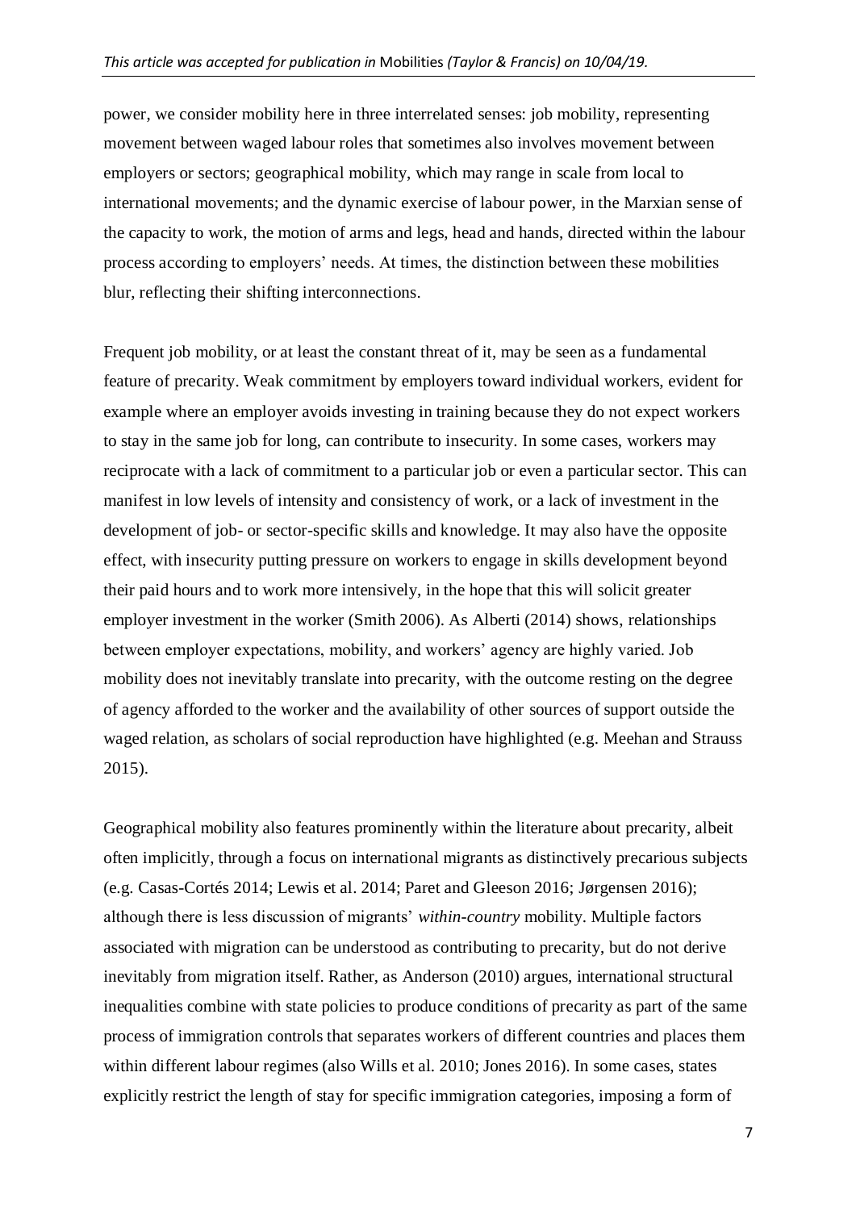power, we consider mobility here in three interrelated senses: job mobility, representing movement between waged labour roles that sometimes also involves movement between employers or sectors; geographical mobility, which may range in scale from local to international movements; and the dynamic exercise of labour power, in the Marxian sense of the capacity to work, the motion of arms and legs, head and hands, directed within the labour process according to employers' needs. At times, the distinction between these mobilities blur, reflecting their shifting interconnections.

Frequent job mobility, or at least the constant threat of it, may be seen as a fundamental feature of precarity. Weak commitment by employers toward individual workers, evident for example where an employer avoids investing in training because they do not expect workers to stay in the same job for long, can contribute to insecurity. In some cases, workers may reciprocate with a lack of commitment to a particular job or even a particular sector. This can manifest in low levels of intensity and consistency of work, or a lack of investment in the development of job- or sector-specific skills and knowledge. It may also have the opposite effect, with insecurity putting pressure on workers to engage in skills development beyond their paid hours and to work more intensively, in the hope that this will solicit greater employer investment in the worker (Smith 2006). As Alberti (2014) shows, relationships between employer expectations, mobility, and workers' agency are highly varied. Job mobility does not inevitably translate into precarity, with the outcome resting on the degree of agency afforded to the worker and the availability of other sources of support outside the waged relation, as scholars of social reproduction have highlighted (e.g. Meehan and Strauss 2015).

Geographical mobility also features prominently within the literature about precarity, albeit often implicitly, through a focus on international migrants as distinctively precarious subjects (e.g. Casas-Cortés 2014; Lewis et al. 2014; Paret and Gleeson 2016; Jørgensen 2016); although there is less discussion of migrants' *within-country* mobility. Multiple factors associated with migration can be understood as contributing to precarity, but do not derive inevitably from migration itself. Rather, as Anderson (2010) argues, international structural inequalities combine with state policies to produce conditions of precarity as part of the same process of immigration controls that separates workers of different countries and places them within different labour regimes (also Wills et al. 2010; Jones 2016). In some cases, states explicitly restrict the length of stay for specific immigration categories, imposing a form of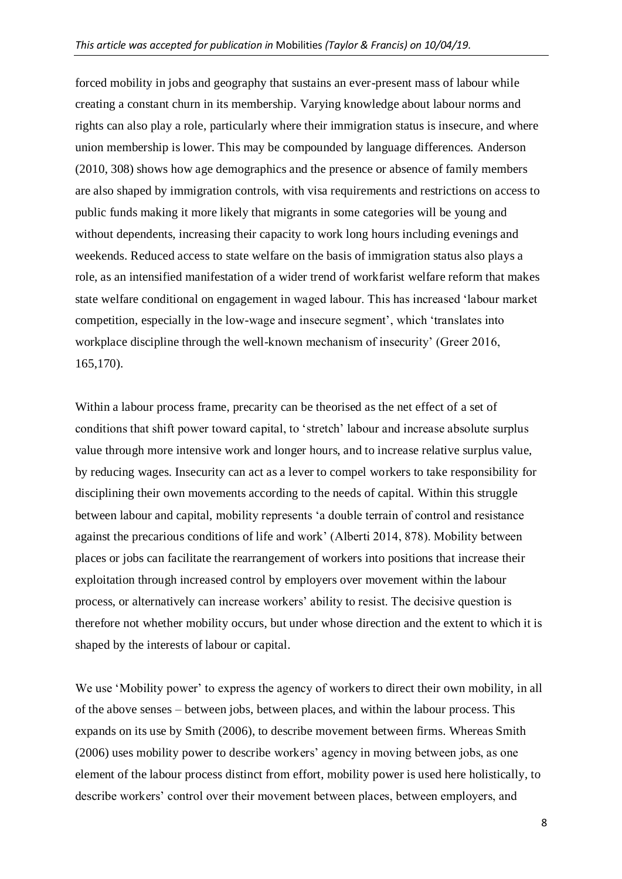forced mobility in jobs and geography that sustains an ever-present mass of labour while creating a constant churn in its membership. Varying knowledge about labour norms and rights can also play a role, particularly where their immigration status is insecure, and where union membership is lower. This may be compounded by language differences. Anderson (2010, 308) shows how age demographics and the presence or absence of family members are also shaped by immigration controls, with visa requirements and restrictions on access to public funds making it more likely that migrants in some categories will be young and without dependents, increasing their capacity to work long hours including evenings and weekends. Reduced access to state welfare on the basis of immigration status also plays a role, as an intensified manifestation of a wider trend of workfarist welfare reform that makes state welfare conditional on engagement in waged labour. This has increased 'labour market competition, especially in the low-wage and insecure segment', which 'translates into workplace discipline through the well-known mechanism of insecurity' (Greer 2016, 165,170).

Within a labour process frame, precarity can be theorised as the net effect of a set of conditions that shift power toward capital, to 'stretch' labour and increase absolute surplus value through more intensive work and longer hours, and to increase relative surplus value, by reducing wages. Insecurity can act as a lever to compel workers to take responsibility for disciplining their own movements according to the needs of capital. Within this struggle between labour and capital, mobility represents 'a double terrain of control and resistance against the precarious conditions of life and work' (Alberti 2014, 878). Mobility between places or jobs can facilitate the rearrangement of workers into positions that increase their exploitation through increased control by employers over movement within the labour process, or alternatively can increase workers' ability to resist. The decisive question is therefore not whether mobility occurs, but under whose direction and the extent to which it is shaped by the interests of labour or capital.

We use 'Mobility power' to express the agency of workers to direct their own mobility, in all of the above senses – between jobs, between places, and within the labour process. This expands on its use by Smith (2006), to describe movement between firms. Whereas Smith (2006) uses mobility power to describe workers' agency in moving between jobs, as one element of the labour process distinct from effort, mobility power is used here holistically, to describe workers' control over their movement between places, between employers, and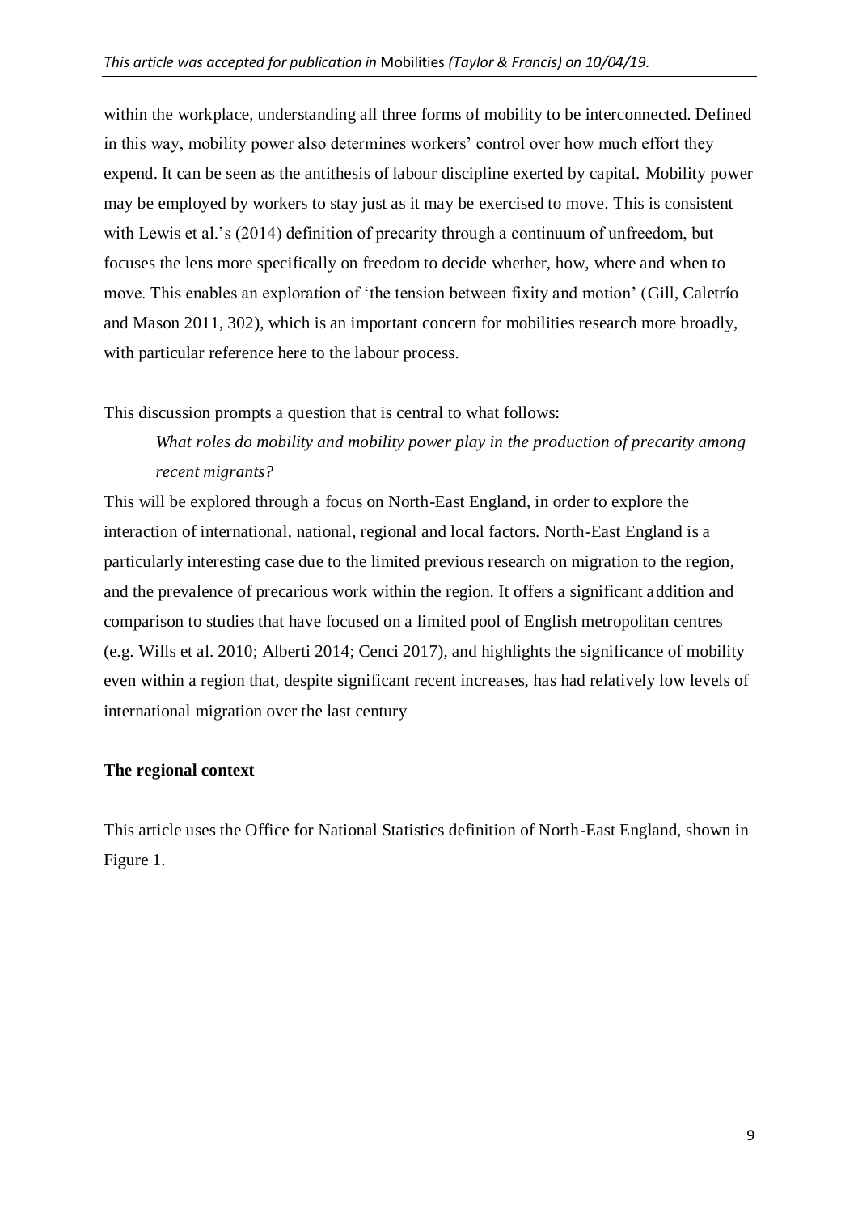within the workplace, understanding all three forms of mobility to be interconnected. Defined in this way, mobility power also determines workers' control over how much effort they expend. It can be seen as the antithesis of labour discipline exerted by capital. Mobility power may be employed by workers to stay just as it may be exercised to move. This is consistent with Lewis et al.'s (2014) definition of precarity through a continuum of unfreedom, but focuses the lens more specifically on freedom to decide whether, how, where and when to move. This enables an exploration of 'the tension between fixity and motion' (Gill, Caletrío and Mason 2011, 302), which is an important concern for mobilities research more broadly, with particular reference here to the labour process.

This discussion prompts a question that is central to what follows:

> *What roles do mobility and mobility power play in the production of precarity among recent migrants?*

This will be explored through a focus on North-East England, in order to explore the interaction of international, national, regional and local factors. North-East England is a particularly interesting case due to the limited previous research on migration to the region, and the prevalence of precarious work within the region. It offers a significant addition and comparison to studies that have focused on a limited pool of English metropolitan centres (e.g. Wills et al. 2010; Alberti 2014; Cenci 2017), and highlights the significance of mobility even within a region that, despite significant recent increases, has had relatively low levels of international migration over the last century

**The regional context**

This article uses the Office for National Statistics definition of North-East England, shown in Figure 1.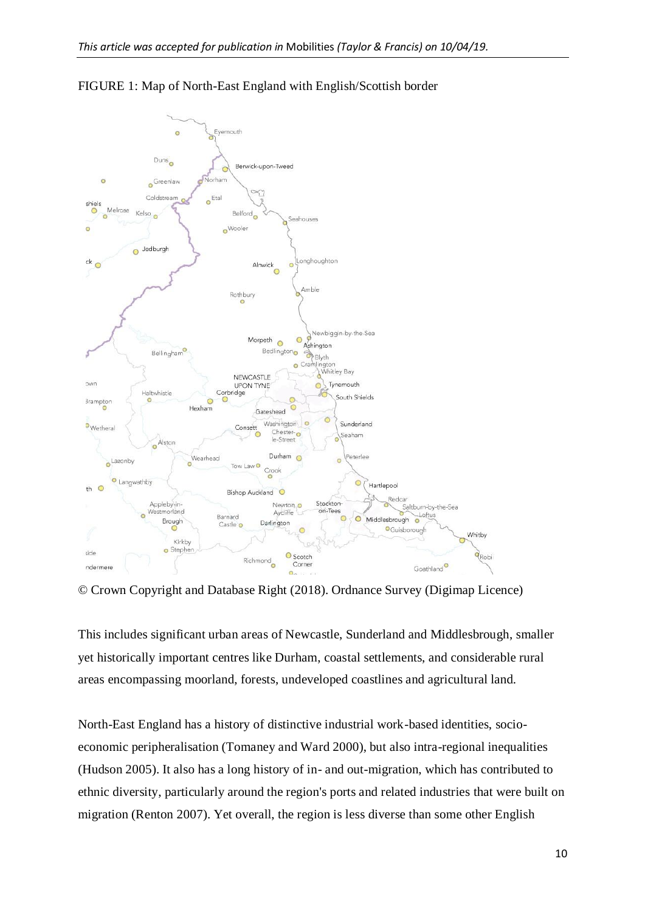FIGURE 1: Map of North-East England with English/Scottish border

© Crown Copyright and Database Right (2018). Ordnance Survey (Digimap Licence)

This includes significant urban areas of Newcastle, Sunderland and Middlesbrough, smaller yet historically important centres like Durham, coastal settlements, and considerable rural areas encompassing moorland, forests, undeveloped coastlines and agricultural land.

North-East England has a history of distinctive industrial work-based identities, socio-economic peripheralisation (Tomaney and Ward 2000), but also intra-regional inequalities (Hudson 2005). It also has a long history of in- and out-migration, which has contributed to ethnic diversity, particularly around the region's ports and related industries that were built on migration (Renton 2007). Yet overall, the region is less diverse than some other English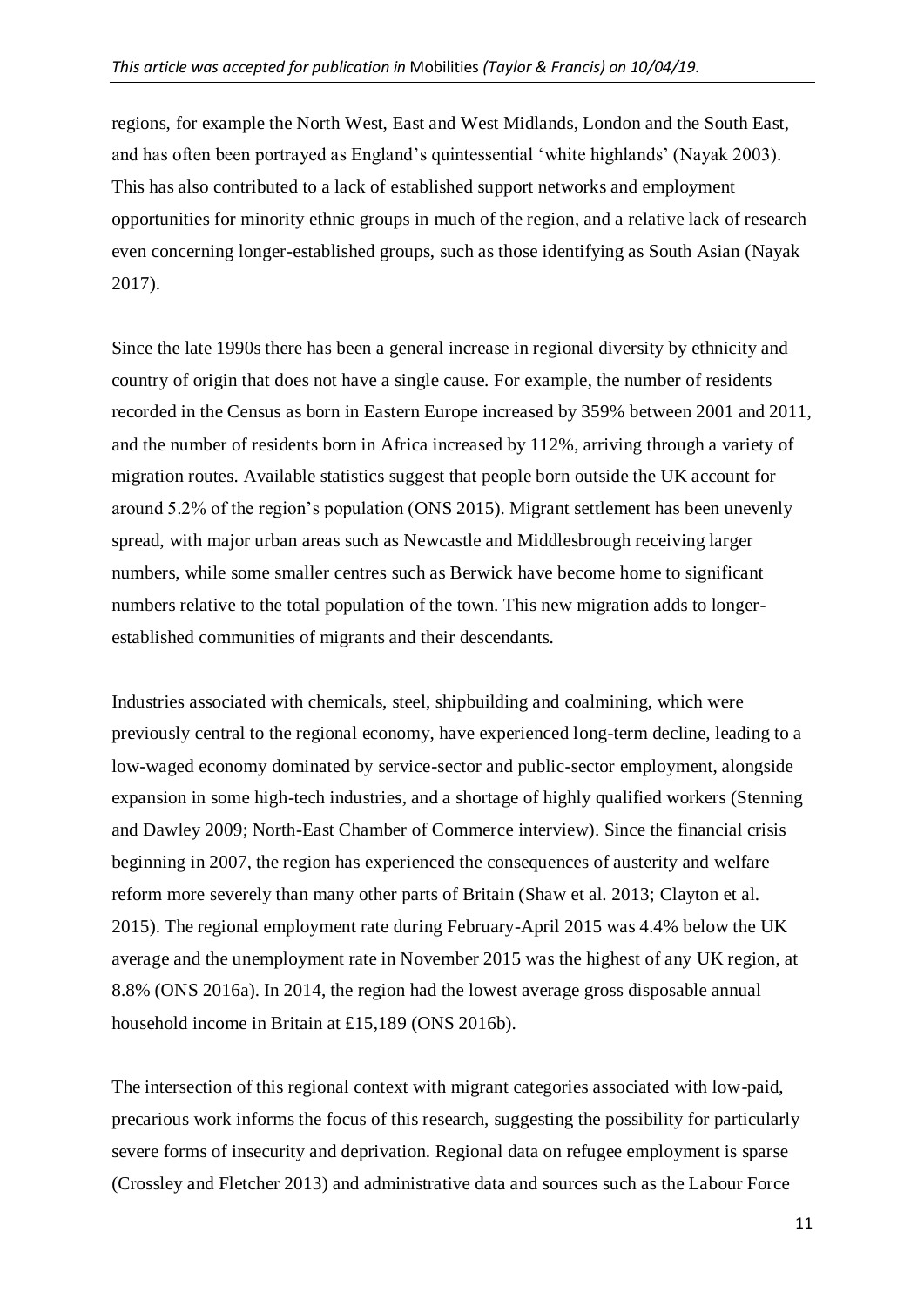regions, for example the North West, East and West Midlands, London and the South East, and has often been portrayed as England's quintessential 'white highlands' (Nayak 2003). This has also contributed to a lack of established support networks and employment opportunities for minority ethnic groups in much of the region, and a relative lack of research even concerning longer-established groups, such as those identifying as South Asian (Nayak 2017).

Since the late 1990s there has been a general increase in regional diversity by ethnicity and country of origin that does not have a single cause. For example, the number of residents recorded in the Census as born in Eastern Europe increased by 359% between 2001 and 2011, and the number of residents born in Africa increased by 112%, arriving through a variety of migration routes. Available statistics suggest that people born outside the UK account for around 5.2% of the region's population (ONS 2015). Migrant settlement has been unevenly spread, with major urban areas such as Newcastle and Middlesbrough receiving larger numbers, while some smaller centres such as Berwick have become home to significant numbers relative to the total population of the town. This new migration adds to longer-established communities of migrants and their descendants.

Industries associated with chemicals, steel, shipbuilding and coalmining, which were previously central to the regional economy, have experienced long-term decline, leading to a low-waged economy dominated by service-sector and public-sector employment, alongside expansion in some high-tech industries, and a shortage of highly qualified workers (Stenning and Dawley 2009; North-East Chamber of Commerce interview). Since the financial crisis beginning in 2007, the region has experienced the consequences of austerity and welfare reform more severely than many other parts of Britain (Shaw et al. 2013; Clayton et al. 2015). The regional employment rate during February-April 2015 was 4.4% below the UK average and the unemployment rate in November 2015 was the highest of any UK region, at 8.8% (ONS 2016a). In 2014, the region had the lowest average gross disposable annual household income in Britain at £15,189 (ONS 2016b).

The intersection of this regional context with migrant categories associated with low-paid, precarious work informs the focus of this research, suggesting the possibility for particularly severe forms of insecurity and deprivation. Regional data on refugee employment is sparse (Crossley and Fletcher 2013) and administrative data and sources such as the Labour Force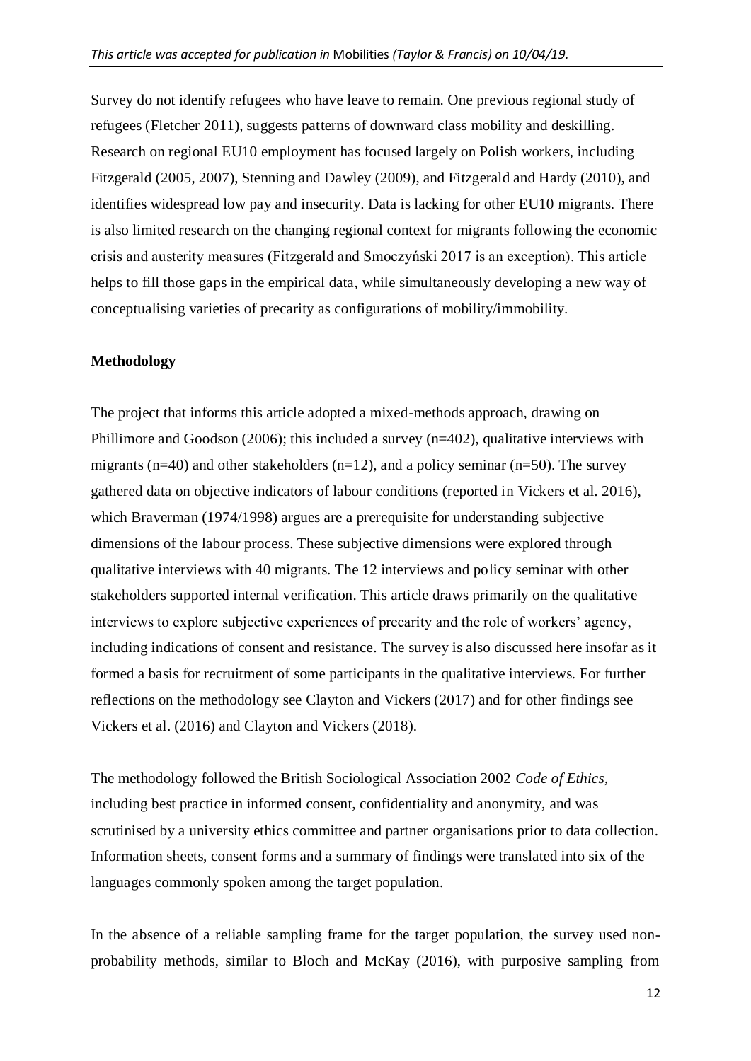Survey do not identify refugees who have leave to remain. One previous regional study of refugees (Fletcher 2011), suggests patterns of downward class mobility and deskilling. Research on regional EU10 employment has focused largely on Polish workers, including Fitzgerald (2005, 2007), Stenning and Dawley (2009), and Fitzgerald and Hardy (2010), and identifies widespread low pay and insecurity. Data is lacking for other EU10 migrants. There is also limited research on the changing regional context for migrants following the economic crisis and austerity measures (Fitzgerald and Smoczyński 2017 is an exception). This article helps to fill those gaps in the empirical data, while simultaneously developing a new way of conceptualising varieties of precarity as configurations of mobility/immobility.

## Methodology

The project that informs this article adopted a mixed-methods approach, drawing on Phillimore and Goodson (2006); this included a survey (n=402), qualitative interviews with migrants (n=40) and other stakeholders (n=12), and a policy seminar (n=50). The survey gathered data on objective indicators of labour conditions (reported in Vickers et al. 2016), which Braverman (1974/1998) argues are a prerequisite for understanding subjective dimensions of the labour process. These subjective dimensions were explored through qualitative interviews with 40 migrants. The 12 interviews and policy seminar with other stakeholders supported internal verification. This article draws primarily on the qualitative interviews to explore subjective experiences of precarity and the role of workers' agency, including indications of consent and resistance. The survey is also discussed here insofar as it formed a basis for recruitment of some participants in the qualitative interviews. For further reflections on the methodology see Clayton and Vickers (2017) and for other findings see Vickers et al. (2016) and Clayton and Vickers (2018).

The methodology followed the British Sociological Association 2002 *Code of Ethics*, including best practice in informed consent, confidentiality and anonymity, and was scrutinised by a university ethics committee and partner organisations prior to data collection. Information sheets, consent forms and a summary of findings were translated into six of the languages commonly spoken among the target population.

In the absence of a reliable sampling frame for the target population, the survey used non-probability methods, similar to Bloch and McKay (2016), with purposive sampling from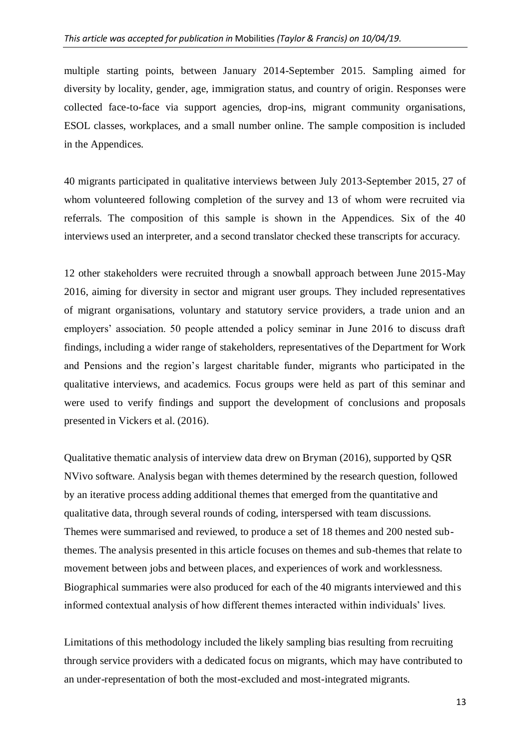multiple starting points, between January 2014-September 2015. Sampling aimed for diversity by locality, gender, age, immigration status, and country of origin. Responses were collected face-to-face via support agencies, drop-ins, migrant community organisations, ESOL classes, workplaces, and a small number online. The sample composition is included in the Appendices.

40 migrants participated in qualitative interviews between July 2013-September 2015, 27 of whom volunteered following completion of the survey and 13 of whom were recruited via referrals. The composition of this sample is shown in the Appendices. Six of the 40 interviews used an interpreter, and a second translator checked these transcripts for accuracy.

12 other stakeholders were recruited through a snowball approach between June 2015-May 2016, aiming for diversity in sector and migrant user groups. They included representatives of migrant organisations, voluntary and statutory service providers, a trade union and an employers' association. 50 people attended a policy seminar in June 2016 to discuss draft findings, including a wider range of stakeholders, representatives of the Department for Work and Pensions and the region's largest charitable funder, migrants who participated in the qualitative interviews, and academics. Focus groups were held as part of this seminar and were used to verify findings and support the development of conclusions and proposals presented in Vickers et al. (2016).

Qualitative thematic analysis of interview data drew on Bryman (2016), supported by QSR NVivo software. Analysis began with themes determined by the research question, followed by an iterative process adding additional themes that emerged from the quantitative and qualitative data, through several rounds of coding, interspersed with team discussions. Themes were summarised and reviewed, to produce a set of 18 themes and 200 nested sub-themes. The analysis presented in this article focuses on themes and sub-themes that relate to movement between jobs and between places, and experiences of work and worklessness. Biographical summaries were also produced for each of the 40 migrants interviewed and this informed contextual analysis of how different themes interacted within individuals' lives.

Limitations of this methodology included the likely sampling bias resulting from recruiting through service providers with a dedicated focus on migrants, which may have contributed to an under-representation of both the most-excluded and most-integrated migrants.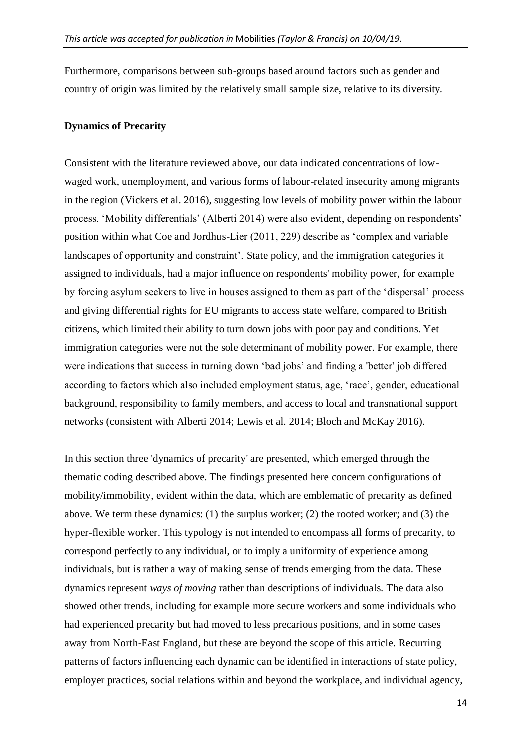Furthermore, comparisons between sub-groups based around factors such as gender and country of origin was limited by the relatively small sample size, relative to its diversity.

## Dynamics of Precarity

Consistent with the literature reviewed above, our data indicated concentrations of low-waged work, unemployment, and various forms of labour-related insecurity among migrants in the region (Vickers et al. 2016), suggesting low levels of mobility power within the labour process. 'Mobility differentials' (Alberti 2014) were also evident, depending on respondents' position within what Coe and Jordhus-Lier (2011, 229) describe as 'complex and variable landscapes of opportunity and constraint'. State policy, and the immigration categories it assigned to individuals, had a major influence on respondents' mobility power, for example by forcing asylum seekers to live in houses assigned to them as part of the 'dispersal' process and giving differential rights for EU migrants to access state welfare, compared to British citizens, which limited their ability to turn down jobs with poor pay and conditions. Yet immigration categories were not the sole determinant of mobility power. For example, there were indications that success in turning down 'bad jobs' and finding a 'better' job differed according to factors which also included employment status, age, 'race', gender, educational background, responsibility to family members, and access to local and transnational support networks (consistent with Alberti 2014; Lewis et al. 2014; Bloch and McKay 2016).

In this section three 'dynamics of precarity' are presented, which emerged through the thematic coding described above. The findings presented here concern configurations of mobility/immobility, evident within the data, which are emblematic of precarity as defined above. We term these dynamics: (1) the surplus worker; (2) the rooted worker; and (3) the hyper-flexible worker. This typology is not intended to encompass all forms of precarity, to correspond perfectly to any individual, or to imply a uniformity of experience among individuals, but is rather a way of making sense of trends emerging from the data. These dynamics represent *ways of moving* rather than descriptions of individuals. The data also showed other trends, including for example more secure workers and some individuals who had experienced precarity but had moved to less precarious positions, and in some cases away from North-East England, but these are beyond the scope of this article. Recurring patterns of factors influencing each dynamic can be identified in interactions of state policy, employer practices, social relations within and beyond the workplace, and individual agency,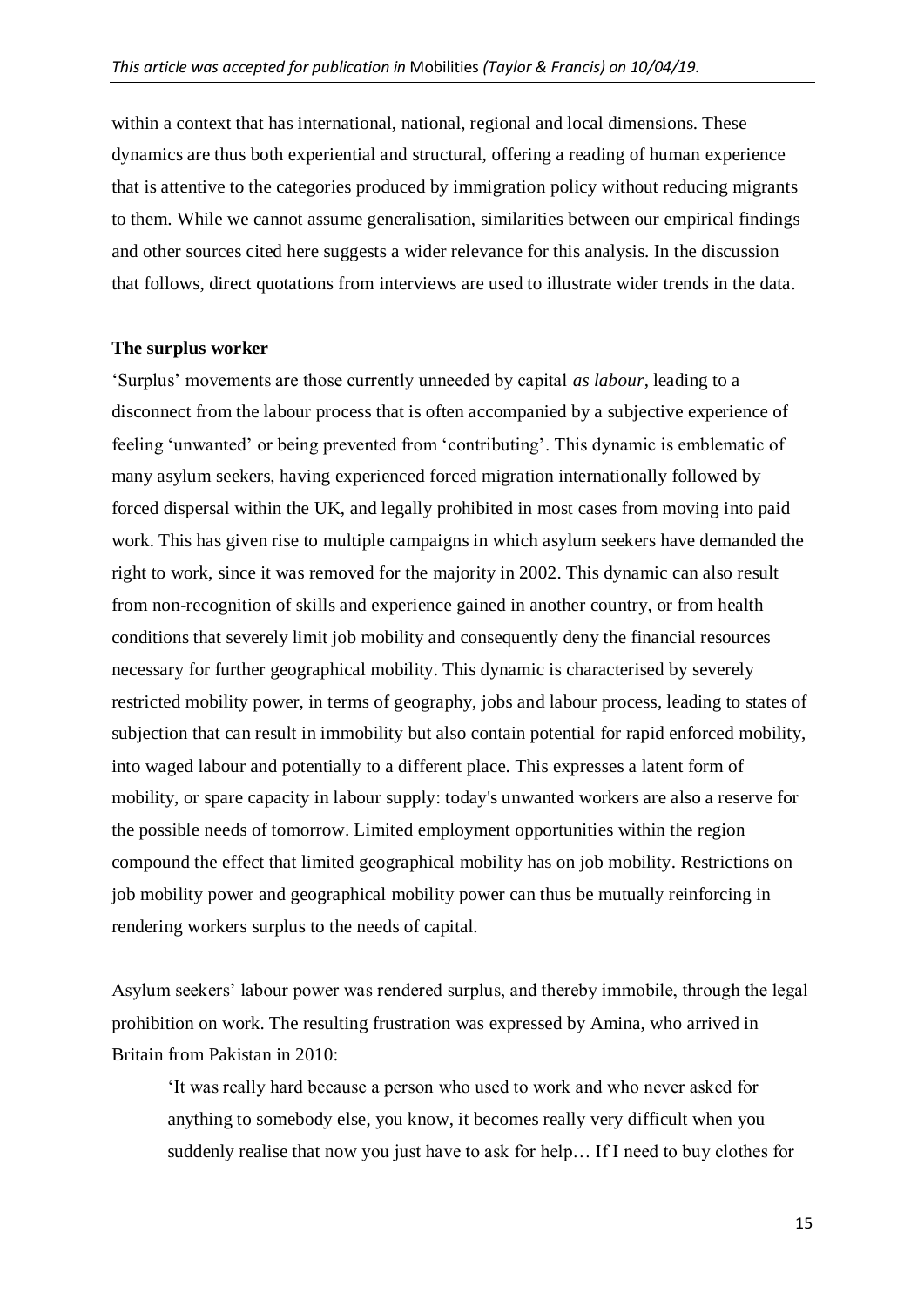within a context that has international, national, regional and local dimensions. These dynamics are thus both experiential and structural, offering a reading of human experience that is attentive to the categories produced by immigration policy without reducing migrants to them. While we cannot assume generalisation, similarities between our empirical findings and other sources cited here suggests a wider relevance for this analysis. In the discussion that follows, direct quotations from interviews are used to illustrate wider trends in the data.

**The surplus worker**

'Surplus' movements are those currently unneeded by capital *as labour*, leading to a disconnect from the labour process that is often accompanied by a subjective experience of feeling 'unwanted' or being prevented from 'contributing'. This dynamic is emblematic of many asylum seekers, having experienced forced migration internationally followed by forced dispersal within the UK, and legally prohibited in most cases from moving into paid work. This has given rise to multiple campaigns in which asylum seekers have demanded the right to work, since it was removed for the majority in 2002. This dynamic can also result from non-recognition of skills and experience gained in another country, or from health conditions that severely limit job mobility and consequently deny the financial resources necessary for further geographical mobility. This dynamic is characterised by severely restricted mobility power, in terms of geography, jobs and labour process, leading to states of subjection that can result in immobility but also contain potential for rapid enforced mobility, into waged labour and potentially to a different place. This expresses a latent form of mobility, or spare capacity in labour supply: today's unwanted workers are also a reserve for the possible needs of tomorrow. Limited employment opportunities within the region compound the effect that limited geographical mobility has on job mobility. Restrictions on job mobility power and geographical mobility power can thus be mutually reinforcing in rendering workers surplus to the needs of capital.

Asylum seekers' labour power was rendered surplus, and thereby immobile, through the legal prohibition on work. The resulting frustration was expressed by Amina, who arrived in Britain from Pakistan in 2010:

> 'It was really hard because a person who used to work and who never asked for anything to somebody else, you know, it becomes really very difficult when you suddenly realise that now you just have to ask for help… If I need to buy clothes for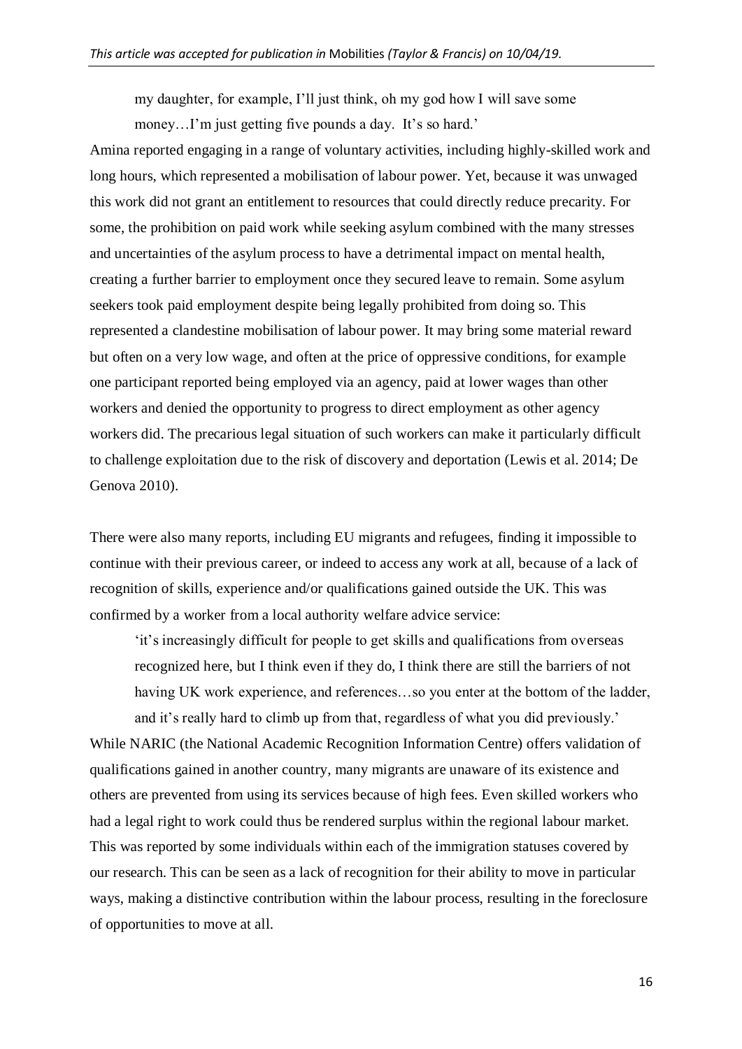> my daughter, for example, I'll just think, oh my god how I will save some money…I'm just getting five pounds a day. It's so hard.'

Amina reported engaging in a range of voluntary activities, including highly-skilled work and long hours, which represented a mobilisation of labour power. Yet, because it was unwaged this work did not grant an entitlement to resources that could directly reduce precarity. For some, the prohibition on paid work while seeking asylum combined with the many stresses and uncertainties of the asylum process to have a detrimental impact on mental health, creating a further barrier to employment once they secured leave to remain. Some asylum seekers took paid employment despite being legally prohibited from doing so. This represented a clandestine mobilisation of labour power. It may bring some material reward but often on a very low wage, and often at the price of oppressive conditions, for example one participant reported being employed via an agency, paid at lower wages than other workers and denied the opportunity to progress to direct employment as other agency workers did. The precarious legal situation of such workers can make it particularly difficult to challenge exploitation due to the risk of discovery and deportation (Lewis et al. 2014; De Genova 2010).

There were also many reports, including EU migrants and refugees, finding it impossible to continue with their previous career, or indeed to access any work at all, because of a lack of recognition of skills, experience and/or qualifications gained outside the UK. This was confirmed by a worker from a local authority welfare advice service:

> 'it's increasingly difficult for people to get skills and qualifications from overseas recognized here, but I think even if they do, I think there are still the barriers of not having UK work experience, and references…so you enter at the bottom of the ladder, and it's really hard to climb up from that, regardless of what you did previously.'

While NARIC (the National Academic Recognition Information Centre) offers validation of qualifications gained in another country, many migrants are unaware of its existence and others are prevented from using its services because of high fees. Even skilled workers who had a legal right to work could thus be rendered surplus within the regional labour market. This was reported by some individuals within each of the immigration statuses covered by our research. This can be seen as a lack of recognition for their ability to move in particular ways, making a distinctive contribution within the labour process, resulting in the foreclosure of opportunities to move at all.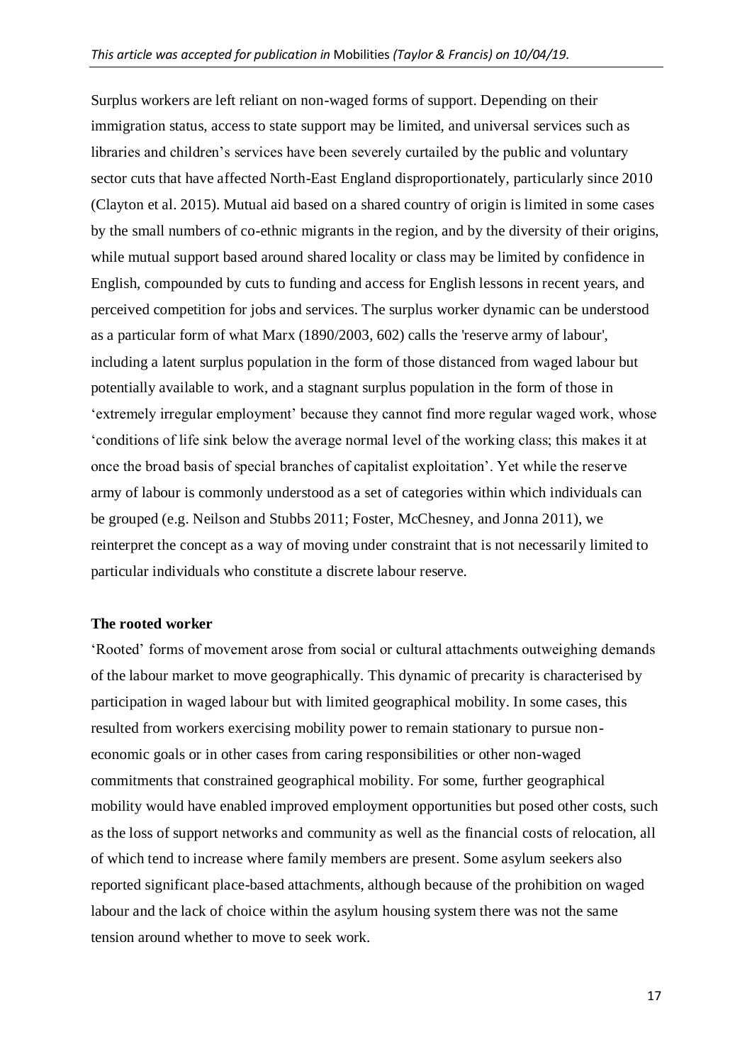Surplus workers are left reliant on non-waged forms of support. Depending on their immigration status, access to state support may be limited, and universal services such as libraries and children's services have been severely curtailed by the public and voluntary sector cuts that have affected North-East England disproportionately, particularly since 2010 (Clayton et al. 2015). Mutual aid based on a shared country of origin is limited in some cases by the small numbers of co-ethnic migrants in the region, and by the diversity of their origins, while mutual support based around shared locality or class may be limited by confidence in English, compounded by cuts to funding and access for English lessons in recent years, and perceived competition for jobs and services. The surplus worker dynamic can be understood as a particular form of what Marx (1890/2003, 602) calls the 'reserve army of labour', including a latent surplus population in the form of those distanced from waged labour but potentially available to work, and a stagnant surplus population in the form of those in 'extremely irregular employment' because they cannot find more regular waged work, whose 'conditions of life sink below the average normal level of the working class; this makes it at once the broad basis of special branches of capitalist exploitation'. Yet while the reserve army of labour is commonly understood as a set of categories within which individuals can be grouped (e.g. Neilson and Stubbs 2011; Foster, McChesney, and Jonna 2011), we reinterpret the concept as a way of moving under constraint that is not necessarily limited to particular individuals who constitute a discrete labour reserve.

### The rooted worker

'Rooted' forms of movement arose from social or cultural attachments outweighing demands of the labour market to move geographically. This dynamic of precarity is characterised by participation in waged labour but with limited geographical mobility. In some cases, this resulted from workers exercising mobility power to remain stationary to pursue non-economic goals or in other cases from caring responsibilities or other non-waged commitments that constrained geographical mobility. For some, further geographical mobility would have enabled improved employment opportunities but posed other costs, such as the loss of support networks and community as well as the financial costs of relocation, all of which tend to increase where family members are present. Some asylum seekers also reported significant place-based attachments, although because of the prohibition on waged labour and the lack of choice within the asylum housing system there was not the same tension around whether to move to seek work.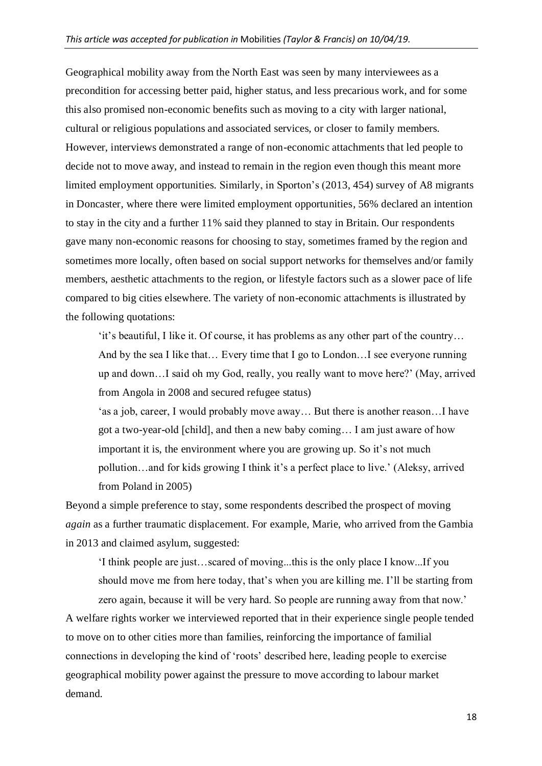Geographical mobility away from the North East was seen by many interviewees as a precondition for accessing better paid, higher status, and less precarious work, and for some this also promised non-economic benefits such as moving to a city with larger national, cultural or religious populations and associated services, or closer to family members. However, interviews demonstrated a range of non-economic attachments that led people to decide not to move away, and instead to remain in the region even though this meant more limited employment opportunities. Similarly, in Sporton's (2013, 454) survey of A8 migrants in Doncaster, where there were limited employment opportunities, 56% declared an intention to stay in the city and a further 11% said they planned to stay in Britain. Our respondents gave many non-economic reasons for choosing to stay, sometimes framed by the region and sometimes more locally, often based on social support networks for themselves and/or family members, aesthetic attachments to the region, or lifestyle factors such as a slower pace of life compared to big cities elsewhere. The variety of non-economic attachments is illustrated by the following quotations:

> 'it's beautiful, I like it. Of course, it has problems as any other part of the country… And by the sea I like that… Every time that I go to London…I see everyone running up and down…I said oh my God, really, you really want to move here?' (May, arrived from Angola in 2008 and secured refugee status)
>
> 'as a job, career, I would probably move away… But there is another reason…I have got a two-year-old [child], and then a new baby coming… I am just aware of how important it is, the environment where you are growing up. So it's not much pollution…and for kids growing I think it's a perfect place to live.' (Aleksy, arrived from Poland in 2005)

Beyond a simple preference to stay, some respondents described the prospect of moving *again* as a further traumatic displacement. For example, Marie, who arrived from the Gambia in 2013 and claimed asylum, suggested:

> 'I think people are just…scared of moving...this is the only place I know...If you should move me from here today, that's when you are killing me. I'll be starting from zero again, because it will be very hard. So people are running away from that now.'

A welfare rights worker we interviewed reported that in their experience single people tended to move on to other cities more than families, reinforcing the importance of familial connections in developing the kind of 'roots' described here, leading people to exercise geographical mobility power against the pressure to move according to labour market demand.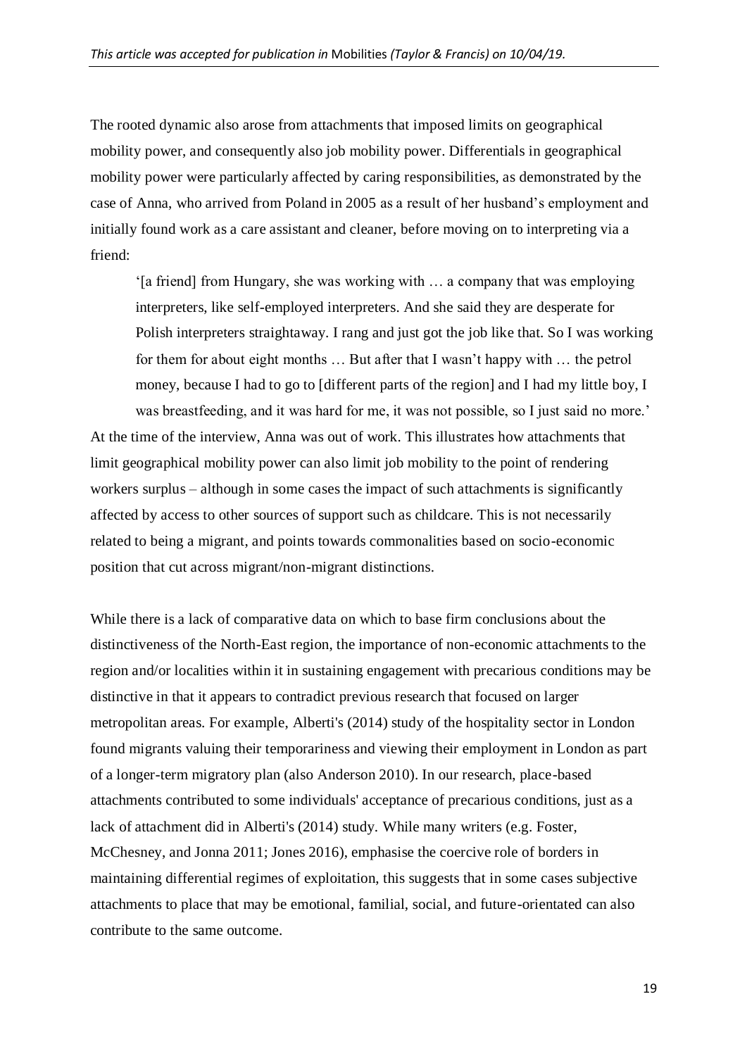The rooted dynamic also arose from attachments that imposed limits on geographical mobility power, and consequently also job mobility power. Differentials in geographical mobility power were particularly affected by caring responsibilities, as demonstrated by the case of Anna, who arrived from Poland in 2005 as a result of her husband's employment and initially found work as a care assistant and cleaner, before moving on to interpreting via a friend:

> '[a friend] from Hungary, she was working with … a company that was employing interpreters, like self-employed interpreters. And she said they are desperate for Polish interpreters straightaway. I rang and just got the job like that. So I was working for them for about eight months … But after that I wasn't happy with … the petrol money, because I had to go to [different parts of the region] and I had my little boy, I was breastfeeding, and it was hard for me, it was not possible, so I just said no more.'

At the time of the interview, Anna was out of work. This illustrates how attachments that limit geographical mobility power can also limit job mobility to the point of rendering workers surplus – although in some cases the impact of such attachments is significantly affected by access to other sources of support such as childcare. This is not necessarily related to being a migrant, and points towards commonalities based on socio-economic position that cut across migrant/non-migrant distinctions.

While there is a lack of comparative data on which to base firm conclusions about the distinctiveness of the North-East region, the importance of non-economic attachments to the region and/or localities within it in sustaining engagement with precarious conditions may be distinctive in that it appears to contradict previous research that focused on larger metropolitan areas. For example, Alberti's (2014) study of the hospitality sector in London found migrants valuing their temporariness and viewing their employment in London as part of a longer-term migratory plan (also Anderson 2010). In our research, place-based attachments contributed to some individuals' acceptance of precarious conditions, just as a lack of attachment did in Alberti's (2014) study. While many writers (e.g. Foster, McChesney, and Jonna 2011; Jones 2016), emphasise the coercive role of borders in maintaining differential regimes of exploitation, this suggests that in some cases subjective attachments to place that may be emotional, familial, social, and future-orientated can also contribute to the same outcome.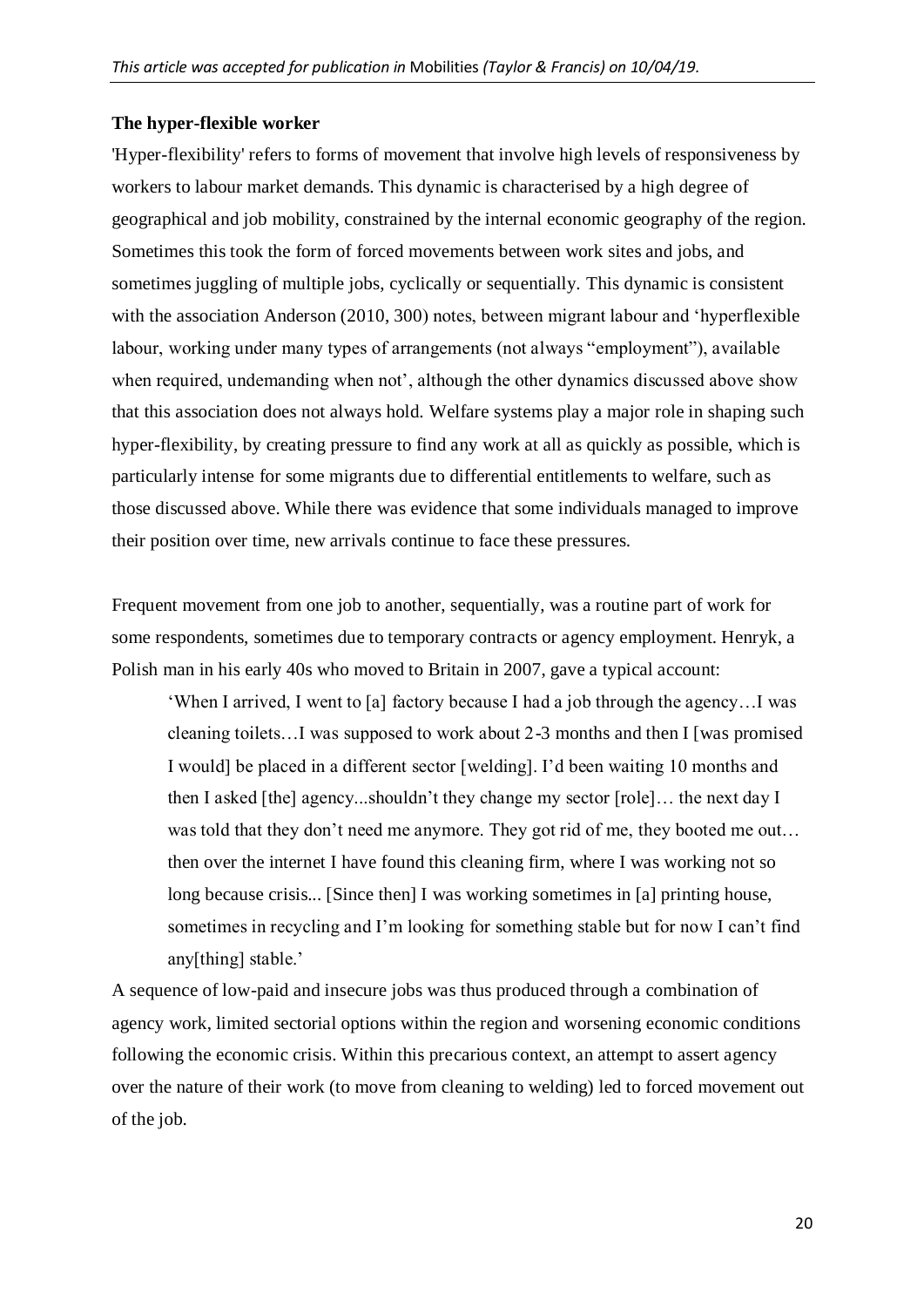**The hyper-flexible worker**

'Hyper-flexibility' refers to forms of movement that involve high levels of responsiveness by workers to labour market demands. This dynamic is characterised by a high degree of geographical and job mobility, constrained by the internal economic geography of the region. Sometimes this took the form of forced movements between work sites and jobs, and sometimes juggling of multiple jobs, cyclically or sequentially. This dynamic is consistent with the association Anderson (2010, 300) notes, between migrant labour and 'hyperflexible labour, working under many types of arrangements (not always "employment"), available when required, undemanding when not', although the other dynamics discussed above show that this association does not always hold. Welfare systems play a major role in shaping such hyper-flexibility, by creating pressure to find any work at all as quickly as possible, which is particularly intense for some migrants due to differential entitlements to welfare, such as those discussed above. While there was evidence that some individuals managed to improve their position over time, new arrivals continue to face these pressures.

Frequent movement from one job to another, sequentially, was a routine part of work for some respondents, sometimes due to temporary contracts or agency employment. Henryk, a Polish man in his early 40s who moved to Britain in 2007, gave a typical account:

> 'When I arrived, I went to [a] factory because I had a job through the agency…I was cleaning toilets…I was supposed to work about 2-3 months and then I [was promised I would] be placed in a different sector [welding]. I'd been waiting 10 months and then I asked [the] agency...shouldn't they change my sector [role]… the next day I was told that they don't need me anymore. They got rid of me, they booted me out… then over the internet I have found this cleaning firm, where I was working not so long because crisis... [Since then] I was working sometimes in [a] printing house, sometimes in recycling and I'm looking for something stable but for now I can't find any[thing] stable.'

A sequence of low-paid and insecure jobs was thus produced through a combination of agency work, limited sectorial options within the region and worsening economic conditions following the economic crisis. Within this precarious context, an attempt to assert agency over the nature of their work (to move from cleaning to welding) led to forced movement out of the job.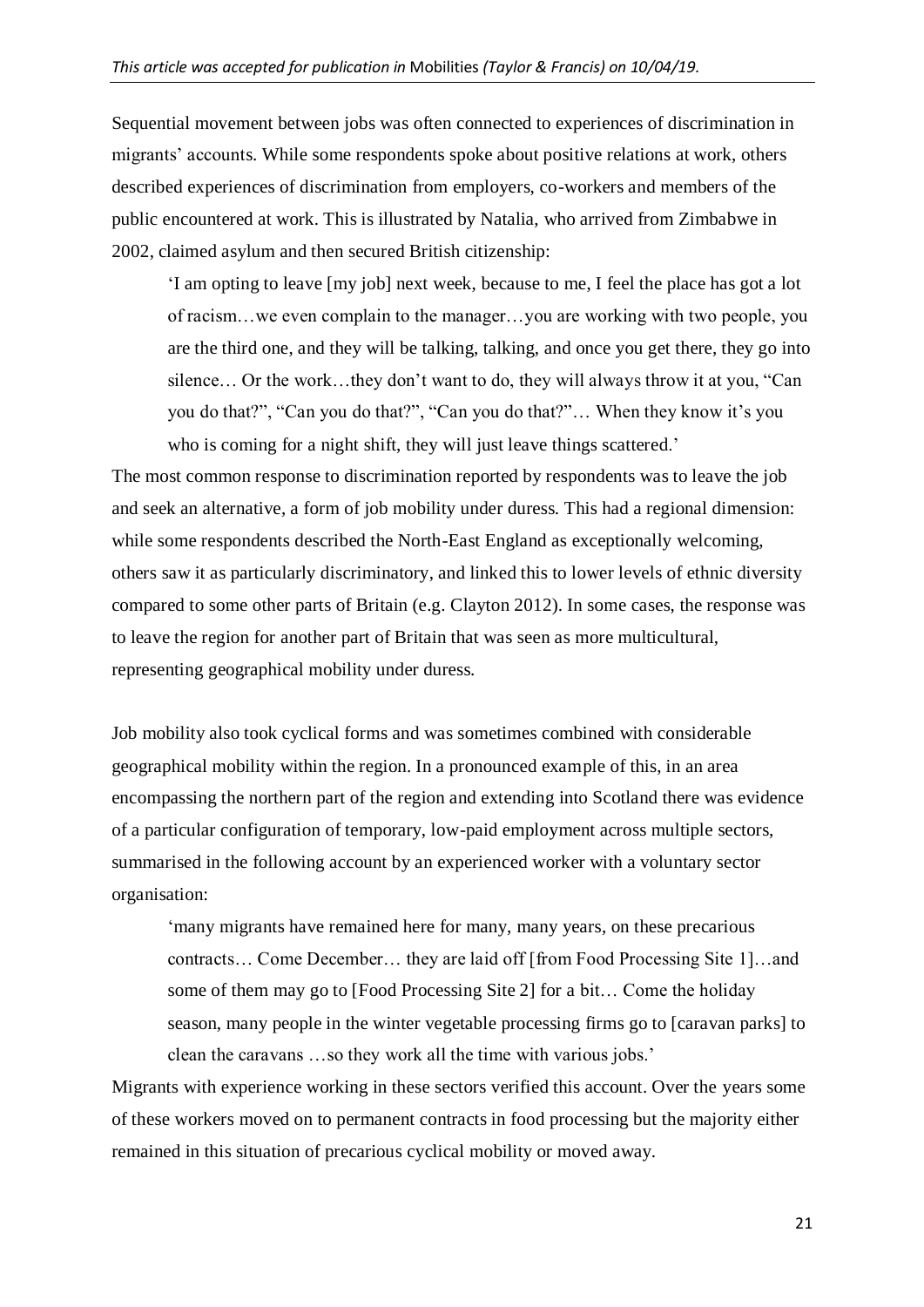Sequential movement between jobs was often connected to experiences of discrimination in migrants' accounts. While some respondents spoke about positive relations at work, others described experiences of discrimination from employers, co-workers and members of the public encountered at work. This is illustrated by Natalia, who arrived from Zimbabwe in 2002, claimed asylum and then secured British citizenship:

> 'I am opting to leave [my job] next week, because to me, I feel the place has got a lot of racism…we even complain to the manager…you are working with two people, you are the third one, and they will be talking, talking, and once you get there, they go into silence… Or the work…they don't want to do, they will always throw it at you, "Can you do that?", "Can you do that?", "Can you do that?"… When they know it's you who is coming for a night shift, they will just leave things scattered.'

The most common response to discrimination reported by respondents was to leave the job and seek an alternative, a form of job mobility under duress. This had a regional dimension: while some respondents described the North-East England as exceptionally welcoming, others saw it as particularly discriminatory, and linked this to lower levels of ethnic diversity compared to some other parts of Britain (e.g. Clayton 2012). In some cases, the response was to leave the region for another part of Britain that was seen as more multicultural, representing geographical mobility under duress.

Job mobility also took cyclical forms and was sometimes combined with considerable geographical mobility within the region. In a pronounced example of this, in an area encompassing the northern part of the region and extending into Scotland there was evidence of a particular configuration of temporary, low-paid employment across multiple sectors, summarised in the following account by an experienced worker with a voluntary sector organisation:

> 'many migrants have remained here for many, many years, on these precarious contracts… Come December… they are laid off [from Food Processing Site 1]…and some of them may go to [Food Processing Site 2] for a bit… Come the holiday season, many people in the winter vegetable processing firms go to [caravan parks] to clean the caravans …so they work all the time with various jobs.'

Migrants with experience working in these sectors verified this account. Over the years some of these workers moved on to permanent contracts in food processing but the majority either remained in this situation of precarious cyclical mobility or moved away.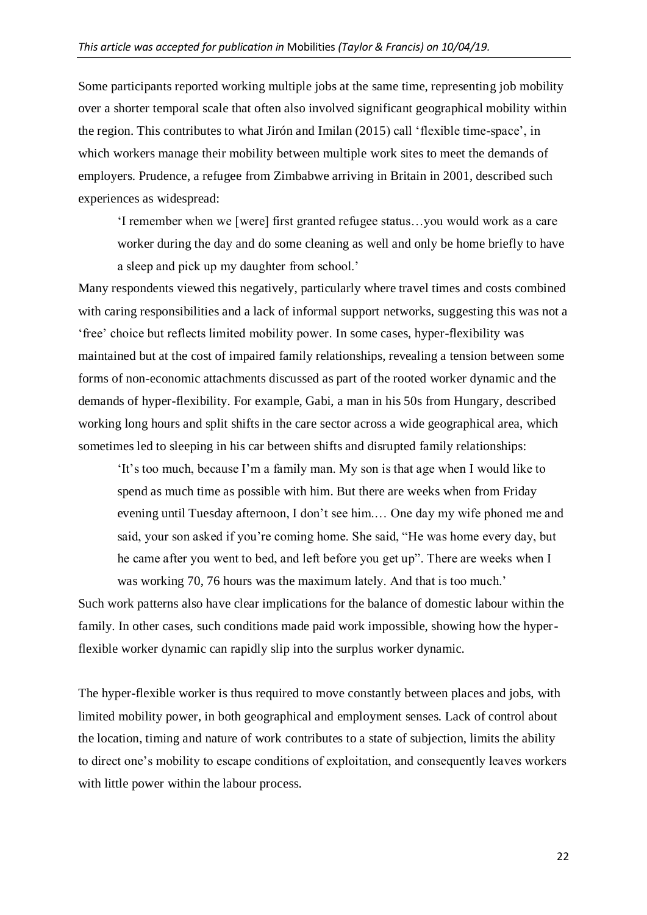Some participants reported working multiple jobs at the same time, representing job mobility over a shorter temporal scale that often also involved significant geographical mobility within the region. This contributes to what Jirón and Imilan (2015) call 'flexible time-space', in which workers manage their mobility between multiple work sites to meet the demands of employers. Prudence, a refugee from Zimbabwe arriving in Britain in 2001, described such experiences as widespread:

> 'I remember when we [were] first granted refugee status…you would work as a care worker during the day and do some cleaning as well and only be home briefly to have a sleep and pick up my daughter from school.'

Many respondents viewed this negatively, particularly where travel times and costs combined with caring responsibilities and a lack of informal support networks, suggesting this was not a 'free' choice but reflects limited mobility power. In some cases, hyper-flexibility was maintained but at the cost of impaired family relationships, revealing a tension between some forms of non-economic attachments discussed as part of the rooted worker dynamic and the demands of hyper-flexibility. For example, Gabi, a man in his 50s from Hungary, described working long hours and split shifts in the care sector across a wide geographical area, which sometimes led to sleeping in his car between shifts and disrupted family relationships:

> 'It's too much, because I'm a family man. My son is that age when I would like to spend as much time as possible with him. But there are weeks when from Friday evening until Tuesday afternoon, I don't see him.… One day my wife phoned me and said, your son asked if you're coming home. She said, "He was home every day, but he came after you went to bed, and left before you get up". There are weeks when I was working 70, 76 hours was the maximum lately. And that is too much.'

Such work patterns also have clear implications for the balance of domestic labour within the family. In other cases, such conditions made paid work impossible, showing how the hyper-flexible worker dynamic can rapidly slip into the surplus worker dynamic.

The hyper-flexible worker is thus required to move constantly between places and jobs, with limited mobility power, in both geographical and employment senses. Lack of control about the location, timing and nature of work contributes to a state of subjection, limits the ability to direct one's mobility to escape conditions of exploitation, and consequently leaves workers with little power within the labour process.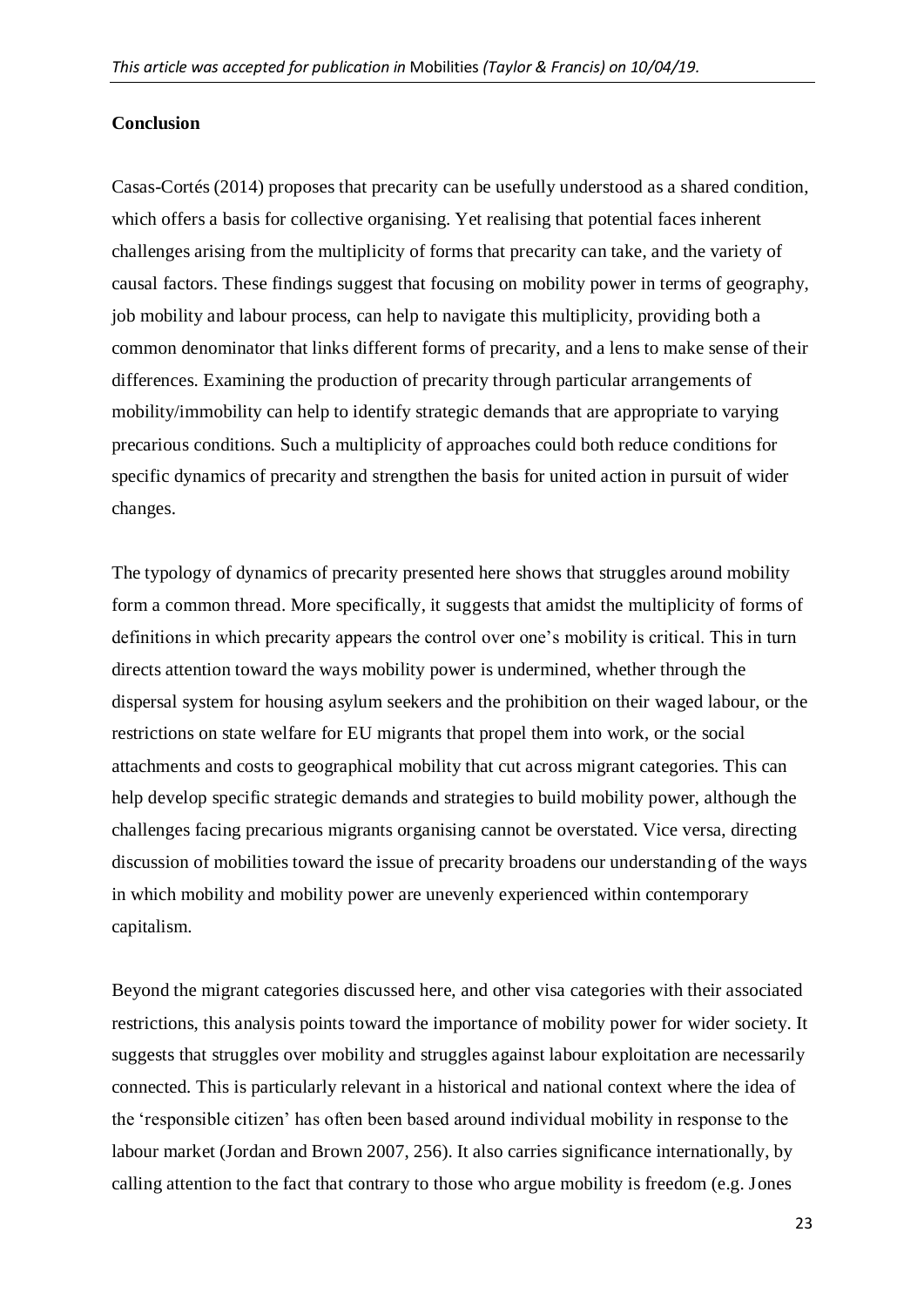## Conclusion

Casas-Cortés (2014) proposes that precarity can be usefully understood as a shared condition, which offers a basis for collective organising. Yet realising that potential faces inherent challenges arising from the multiplicity of forms that precarity can take, and the variety of causal factors. These findings suggest that focusing on mobility power in terms of geography, job mobility and labour process, can help to navigate this multiplicity, providing both a common denominator that links different forms of precarity, and a lens to make sense of their differences. Examining the production of precarity through particular arrangements of mobility/immobility can help to identify strategic demands that are appropriate to varying precarious conditions. Such a multiplicity of approaches could both reduce conditions for specific dynamics of precarity and strengthen the basis for united action in pursuit of wider changes.

The typology of dynamics of precarity presented here shows that struggles around mobility form a common thread. More specifically, it suggests that amidst the multiplicity of forms of definitions in which precarity appears the control over one's mobility is critical. This in turn directs attention toward the ways mobility power is undermined, whether through the dispersal system for housing asylum seekers and the prohibition on their waged labour, or the restrictions on state welfare for EU migrants that propel them into work, or the social attachments and costs to geographical mobility that cut across migrant categories. This can help develop specific strategic demands and strategies to build mobility power, although the challenges facing precarious migrants organising cannot be overstated. Vice versa, directing discussion of mobilities toward the issue of precarity broadens our understanding of the ways in which mobility and mobility power are unevenly experienced within contemporary capitalism.

Beyond the migrant categories discussed here, and other visa categories with their associated restrictions, this analysis points toward the importance of mobility power for wider society. It suggests that struggles over mobility and struggles against labour exploitation are necessarily connected. This is particularly relevant in a historical and national context where the idea of the 'responsible citizen' has often been based around individual mobility in response to the labour market (Jordan and Brown 2007, 256). It also carries significance internationally, by calling attention to the fact that contrary to those who argue mobility is freedom (e.g. Jones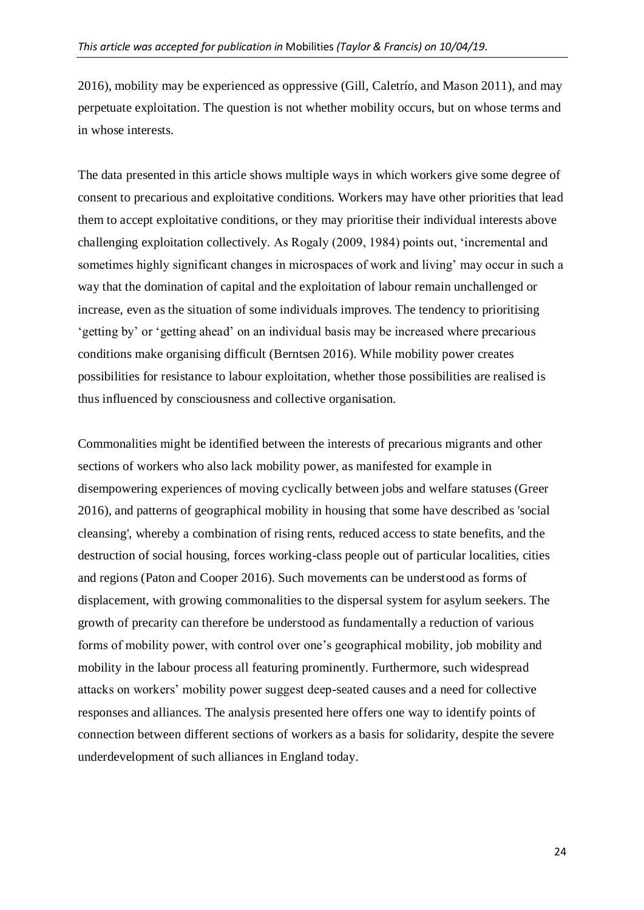2016), mobility may be experienced as oppressive (Gill, Caletrío, and Mason 2011), and may perpetuate exploitation. The question is not whether mobility occurs, but on whose terms and in whose interests.

The data presented in this article shows multiple ways in which workers give some degree of consent to precarious and exploitative conditions. Workers may have other priorities that lead them to accept exploitative conditions, or they may prioritise their individual interests above challenging exploitation collectively. As Rogaly (2009, 1984) points out, 'incremental and sometimes highly significant changes in microspaces of work and living' may occur in such a way that the domination of capital and the exploitation of labour remain unchallenged or increase, even as the situation of some individuals improves. The tendency to prioritising 'getting by' or 'getting ahead' on an individual basis may be increased where precarious conditions make organising difficult (Berntsen 2016). While mobility power creates possibilities for resistance to labour exploitation, whether those possibilities are realised is thus influenced by consciousness and collective organisation.

Commonalities might be identified between the interests of precarious migrants and other sections of workers who also lack mobility power, as manifested for example in disempowering experiences of moving cyclically between jobs and welfare statuses (Greer 2016), and patterns of geographical mobility in housing that some have described as 'social cleansing', whereby a combination of rising rents, reduced access to state benefits, and the destruction of social housing, forces working-class people out of particular localities, cities and regions (Paton and Cooper 2016). Such movements can be understood as forms of displacement, with growing commonalities to the dispersal system for asylum seekers. The growth of precarity can therefore be understood as fundamentally a reduction of various forms of mobility power, with control over one's geographical mobility, job mobility and mobility in the labour process all featuring prominently. Furthermore, such widespread attacks on workers' mobility power suggest deep-seated causes and a need for collective responses and alliances. The analysis presented here offers one way to identify points of connection between different sections of workers as a basis for solidarity, despite the severe underdevelopment of such alliances in England today.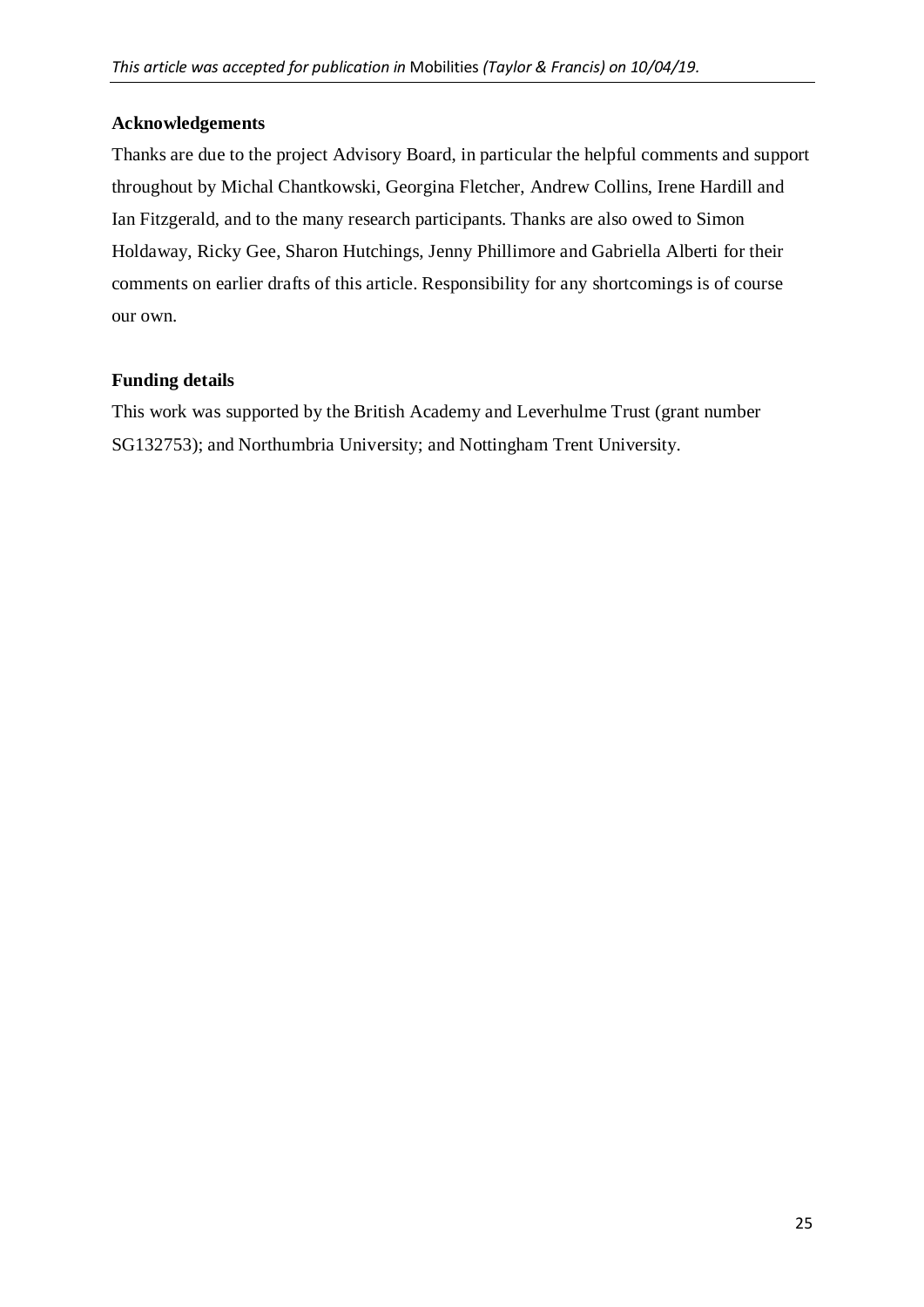## Acknowledgements

Thanks are due to the project Advisory Board, in particular the helpful comments and support throughout by Michal Chantkowski, Georgina Fletcher, Andrew Collins, Irene Hardill and Ian Fitzgerald, and to the many research participants. Thanks are also owed to Simon Holdaway, Ricky Gee, Sharon Hutchings, Jenny Phillimore and Gabriella Alberti for their comments on earlier drafts of this article. Responsibility for any shortcomings is of course our own.

## Funding details

This work was supported by the British Academy and Leverhulme Trust (grant number SG132753); and Northumbria University; and Nottingham Trent University.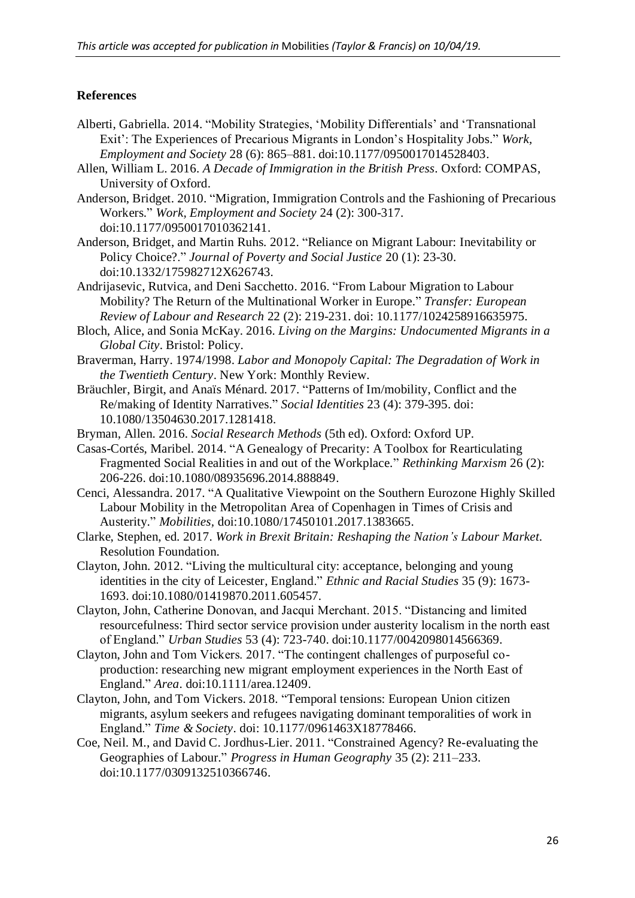## References

Alberti, Gabriella. 2014. "Mobility Strategies, 'Mobility Differentials' and 'Transnational Exit': The Experiences of Precarious Migrants in London's Hospitality Jobs." *Work, Employment and Society* 28 (6): 865–881. doi:10.1177/0950017014528403.

Allen, William L. 2016. *A Decade of Immigration in the British Press*. Oxford: COMPAS, University of Oxford.

Anderson, Bridget. 2010. "Migration, Immigration Controls and the Fashioning of Precarious Workers." *Work, Employment and Society* 24 (2): 300-317. doi:10.1177/0950017010362141.

Anderson, Bridget, and Martin Ruhs. 2012. "Reliance on Migrant Labour: Inevitability or Policy Choice?." *Journal of Poverty and Social Justice* 20 (1): 23-30. doi:10.1332/175982712X626743.

Andrijasevic, Rutvica, and Deni Sacchetto. 2016. "From Labour Migration to Labour Mobility? The Return of the Multinational Worker in Europe." *Transfer: European Review of Labour and Research* 22 (2): 219-231. doi: 10.1177/1024258916635975.

Bloch, Alice, and Sonia McKay. 2016. *Living on the Margins: Undocumented Migrants in a Global City*. Bristol: Policy.

Braverman, Harry. 1974/1998. *Labor and Monopoly Capital: The Degradation of Work in the Twentieth Century*. New York: Monthly Review.

Bräuchler, Birgit, and Anaïs Ménard. 2017. "Patterns of Im/mobility, Conflict and the Re/making of Identity Narratives." *Social Identities* 23 (4): 379-395. doi: 10.1080/13504630.2017.1281418.

Bryman, Allen. 2016. *Social Research Methods* (5th ed). Oxford: Oxford UP.

Casas-Cortés, Maribel. 2014. "A Genealogy of Precarity: A Toolbox for Rearticulating Fragmented Social Realities in and out of the Workplace." *Rethinking Marxism* 26 (2): 206-226. doi:10.1080/08935696.2014.888849.

Cenci, Alessandra. 2017. "A Qualitative Viewpoint on the Southern Eurozone Highly Skilled Labour Mobility in the Metropolitan Area of Copenhagen in Times of Crisis and Austerity." *Mobilities*, doi:10.1080/17450101.2017.1383665.

Clarke, Stephen, ed. 2017. *Work in Brexit Britain: Reshaping the Nation's Labour Market*. Resolution Foundation.

Clayton, John. 2012. "Living the multicultural city: acceptance, belonging and young identities in the city of Leicester, England." *Ethnic and Racial Studies* 35 (9): 1673-1693. doi:10.1080/01419870.2011.605457.

Clayton, John, Catherine Donovan, and Jacqui Merchant. 2015. "Distancing and limited resourcefulness: Third sector service provision under austerity localism in the north east of England." *Urban Studies* 53 (4): 723-740. doi:10.1177/0042098014566369.

Clayton, John and Tom Vickers. 2017. "The contingent challenges of purposeful co-production: researching new migrant employment experiences in the North East of England." *Area*. doi:10.1111/area.12409.

Clayton, John, and Tom Vickers. 2018. "Temporal tensions: European Union citizen migrants, asylum seekers and refugees navigating dominant temporalities of work in England." *Time & Society*. doi: 10.1177/0961463X18778466.

Coe, Neil. M., and David C. Jordhus-Lier. 2011. "Constrained Agency? Re-evaluating the Geographies of Labour." *Progress in Human Geography* 35 (2): 211–233. doi:10.1177/0309132510366746.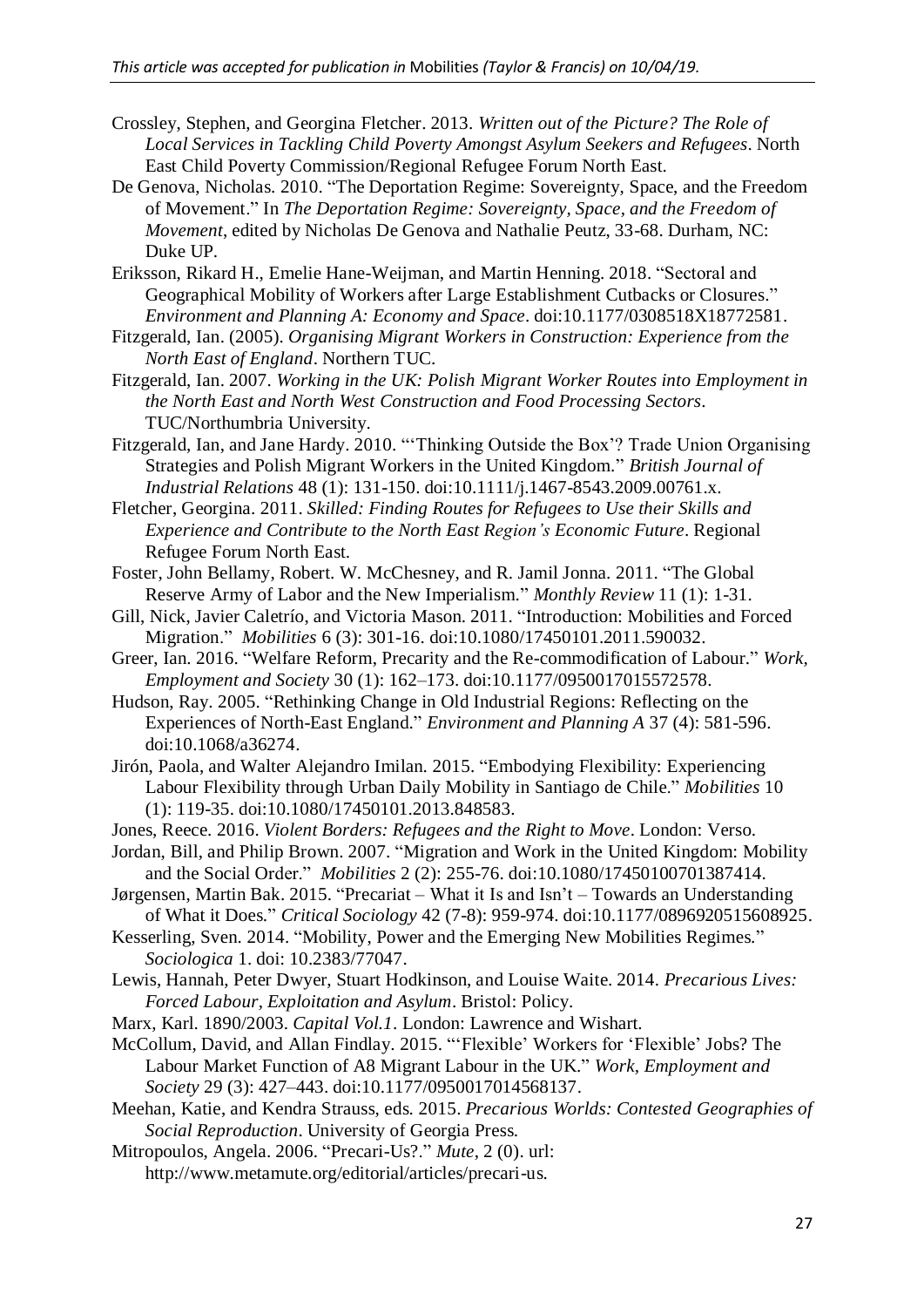Crossley, Stephen, and Georgina Fletcher. 2013. *Written out of the Picture? The Role of Local Services in Tackling Child Poverty Amongst Asylum Seekers and Refugees*. North East Child Poverty Commission/Regional Refugee Forum North East.

De Genova, Nicholas. 2010. "The Deportation Regime: Sovereignty, Space, and the Freedom of Movement." In *The Deportation Regime: Sovereignty, Space, and the Freedom of Movement*, edited by Nicholas De Genova and Nathalie Peutz, 33-68. Durham, NC: Duke UP.

Eriksson, Rikard H., Emelie Hane-Weijman, and Martin Henning. 2018. "Sectoral and Geographical Mobility of Workers after Large Establishment Cutbacks or Closures." *Environment and Planning A: Economy and Space*. doi:10.1177/0308518X18772581.

Fitzgerald, Ian. (2005). *Organising Migrant Workers in Construction: Experience from the North East of England*. Northern TUC.

Fitzgerald, Ian. 2007. *Working in the UK: Polish Migrant Worker Routes into Employment in the North East and North West Construction and Food Processing Sectors*. TUC/Northumbria University.

Fitzgerald, Ian, and Jane Hardy. 2010. "'Thinking Outside the Box'? Trade Union Organising Strategies and Polish Migrant Workers in the United Kingdom." *British Journal of Industrial Relations* 48 (1): 131-150. doi:10.1111/j.1467-8543.2009.00761.x.

Fletcher, Georgina. 2011. *Skilled: Finding Routes for Refugees to Use their Skills and Experience and Contribute to the North East Region's Economic Future*. Regional Refugee Forum North East.

Foster, John Bellamy, Robert. W. McChesney, and R. Jamil Jonna. 2011. "The Global Reserve Army of Labor and the New Imperialism." *Monthly Review* 11 (1): 1-31.

Gill, Nick, Javier Caletrío, and Victoria Mason. 2011. "Introduction: Mobilities and Forced Migration." *Mobilities* 6 (3): 301-16. doi:10.1080/17450101.2011.590032.

Greer, Ian. 2016. "Welfare Reform, Precarity and the Re-commodification of Labour." *Work, Employment and Society* 30 (1): 162–173. doi:10.1177/0950017015572578.

Hudson, Ray. 2005. "Rethinking Change in Old Industrial Regions: Reflecting on the Experiences of North-East England." *Environment and Planning A* 37 (4): 581-596. doi:10.1068/a36274.

Jirón, Paola, and Walter Alejandro Imilan. 2015. "Embodying Flexibility: Experiencing Labour Flexibility through Urban Daily Mobility in Santiago de Chile." *Mobilities* 10 (1): 119-35. doi:10.1080/17450101.2013.848583.

Jones, Reece. 2016. *Violent Borders: Refugees and the Right to Move*. London: Verso.

Jordan, Bill, and Philip Brown. 2007. "Migration and Work in the United Kingdom: Mobility and the Social Order." *Mobilities* 2 (2): 255-76. doi:10.1080/17450100701387414.

Jørgensen, Martin Bak. 2015. "Precariat – What it Is and Isn't – Towards an Understanding of What it Does." *Critical Sociology* 42 (7-8): 959-974. doi:10.1177/0896920515608925.

Kesserling, Sven. 2014. "Mobility, Power and the Emerging New Mobilities Regimes." *Sociologica* 1. doi: 10.2383/77047.

Lewis, Hannah, Peter Dwyer, Stuart Hodkinson, and Louise Waite. 2014. *Precarious Lives: Forced Labour, Exploitation and Asylum*. Bristol: Policy.

Marx, Karl. 1890/2003. *Capital Vol.1*. London: Lawrence and Wishart.

McCollum, David, and Allan Findlay. 2015. "'Flexible' Workers for 'Flexible' Jobs? The Labour Market Function of A8 Migrant Labour in the UK." *Work, Employment and Society* 29 (3): 427–443. doi:10.1177/0950017014568137.

Meehan, Katie, and Kendra Strauss, eds. 2015. *Precarious Worlds: Contested Geographies of Social Reproduction*. University of Georgia Press.

Mitropoulos, Angela. 2006. "Precari-Us?." *Mute*, 2 (0). url: http://www.metamute.org/editorial/articles/precari-us.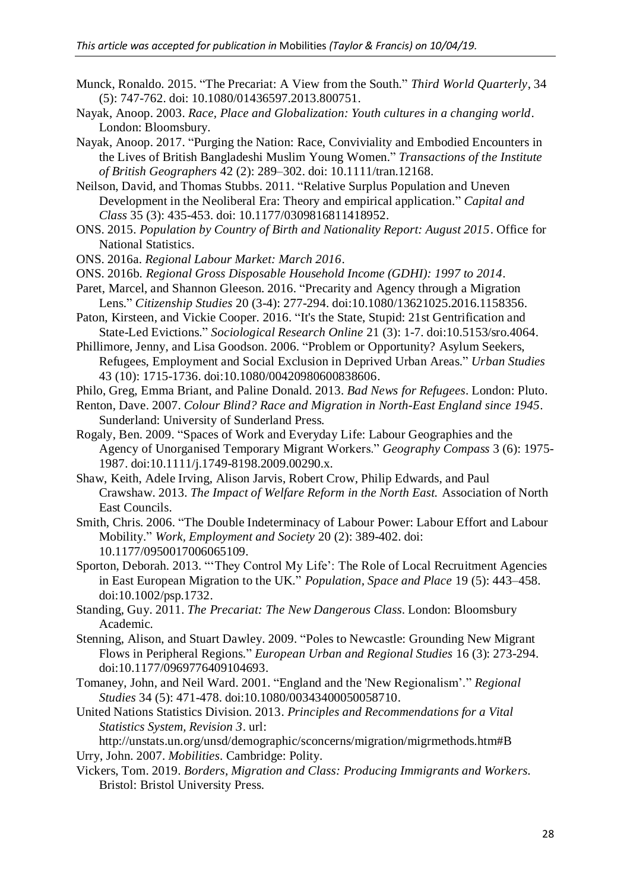Munck, Ronaldo. 2015. "The Precariat: A View from the South." *Third World Quarterly*, 34 (5): 747-762. doi: 10.1080/01436597.2013.800751.

Nayak, Anoop. 2003. *Race, Place and Globalization: Youth cultures in a changing world*. London: Bloomsbury.

Nayak, Anoop. 2017. "Purging the Nation: Race, Conviviality and Embodied Encounters in the Lives of British Bangladeshi Muslim Young Women." *Transactions of the Institute of British Geographers* 42 (2): 289–302. doi: 10.1111/tran.12168.

Neilson, David, and Thomas Stubbs. 2011. "Relative Surplus Population and Uneven Development in the Neoliberal Era: Theory and empirical application." *Capital and Class* 35 (3): 435-453. doi: 10.1177/0309816811418952.

ONS. 2015. *Population by Country of Birth and Nationality Report: August 2015*. Office for National Statistics.

ONS. 2016a. *Regional Labour Market: March 2016*.

ONS. 2016b. *Regional Gross Disposable Household Income (GDHI): 1997 to 2014*.

Paret, Marcel, and Shannon Gleeson. 2016. "Precarity and Agency through a Migration Lens." *Citizenship Studies* 20 (3-4): 277-294. doi:10.1080/13621025.2016.1158356.

Paton, Kirsteen, and Vickie Cooper. 2016. "It's the State, Stupid: 21st Gentrification and State-Led Evictions." *Sociological Research Online* 21 (3): 1-7. doi:10.5153/sro.4064.

Phillimore, Jenny, and Lisa Goodson. 2006. "Problem or Opportunity? Asylum Seekers, Refugees, Employment and Social Exclusion in Deprived Urban Areas." *Urban Studies* 43 (10): 1715-1736. doi:10.1080/00420980600838606.

Philo, Greg, Emma Briant, and Paline Donald. 2013. *Bad News for Refugees*. London: Pluto.

Renton, Dave. 2007. *Colour Blind? Race and Migration in North-East England since 1945*. Sunderland: University of Sunderland Press.

Rogaly, Ben. 2009. "Spaces of Work and Everyday Life: Labour Geographies and the Agency of Unorganised Temporary Migrant Workers." *Geography Compass* 3 (6): 1975-1987. doi:10.1111/j.1749-8198.2009.00290.x.

Shaw, Keith, Adele Irving, Alison Jarvis, Robert Crow, Philip Edwards, and Paul Crawshaw. 2013. *The Impact of Welfare Reform in the North East.* Association of North East Councils.

Smith, Chris. 2006. "The Double Indeterminacy of Labour Power: Labour Effort and Labour Mobility." *Work, Employment and Society* 20 (2): 389-402. doi: 10.1177/0950017006065109.

Sporton, Deborah. 2013. "'They Control My Life': The Role of Local Recruitment Agencies in East European Migration to the UK." *Population, Space and Place* 19 (5): 443–458. doi:10.1002/psp.1732.

Standing, Guy. 2011. *The Precariat: The New Dangerous Class*. London: Bloomsbury Academic.

Stenning, Alison, and Stuart Dawley. 2009. "Poles to Newcastle: Grounding New Migrant Flows in Peripheral Regions." *European Urban and Regional Studies* 16 (3): 273-294. doi:10.1177/0969776409104693.

Tomaney, John, and Neil Ward. 2001. "England and the 'New Regionalism'." *Regional Studies* 34 (5): 471-478. doi:10.1080/00343400050058710.

United Nations Statistics Division. 2013. *Principles and Recommendations for a Vital Statistics System, Revision 3*. url: http://unstats.un.org/unsd/demographic/sconcerns/migration/migrmethods.htm#B

Urry, John. 2007. *Mobilities*. Cambridge: Polity.

Vickers, Tom. 2019. *Borders, Migration and Class: Producing Immigrants and Workers*. Bristol: Bristol University Press.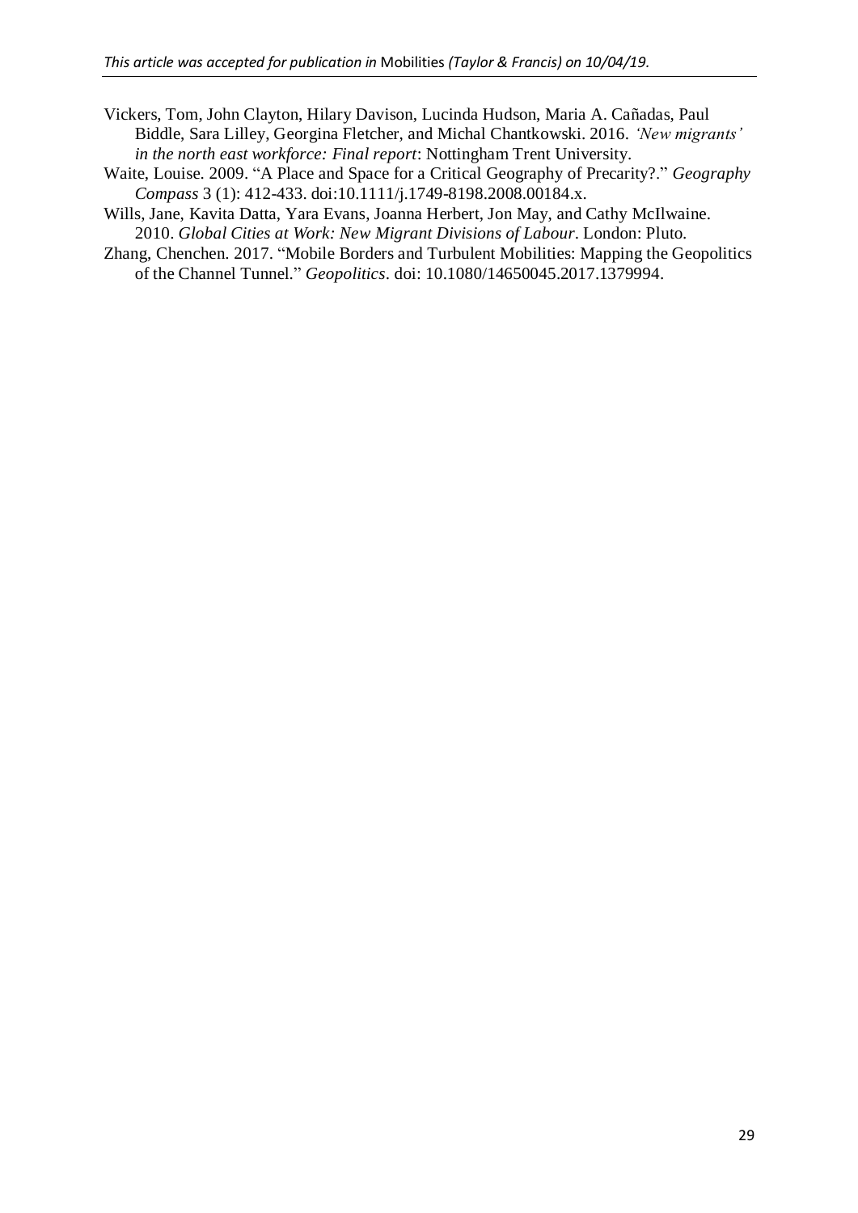Vickers, Tom, John Clayton, Hilary Davison, Lucinda Hudson, Maria A. Cañadas, Paul Biddle, Sara Lilley, Georgina Fletcher, and Michal Chantkowski. 2016. *'New migrants' in the north east workforce: Final report*: Nottingham Trent University.

Waite, Louise. 2009. "A Place and Space for a Critical Geography of Precarity?." *Geography Compass* 3 (1): 412-433. doi:10.1111/j.1749-8198.2008.00184.x.

Wills, Jane, Kavita Datta, Yara Evans, Joanna Herbert, Jon May, and Cathy McIlwaine. 2010. *Global Cities at Work: New Migrant Divisions of Labour*. London: Pluto.

Zhang, Chenchen. 2017. "Mobile Borders and Turbulent Mobilities: Mapping the Geopolitics of the Channel Tunnel." *Geopolitics*. doi: 10.1080/14650045.2017.1379994.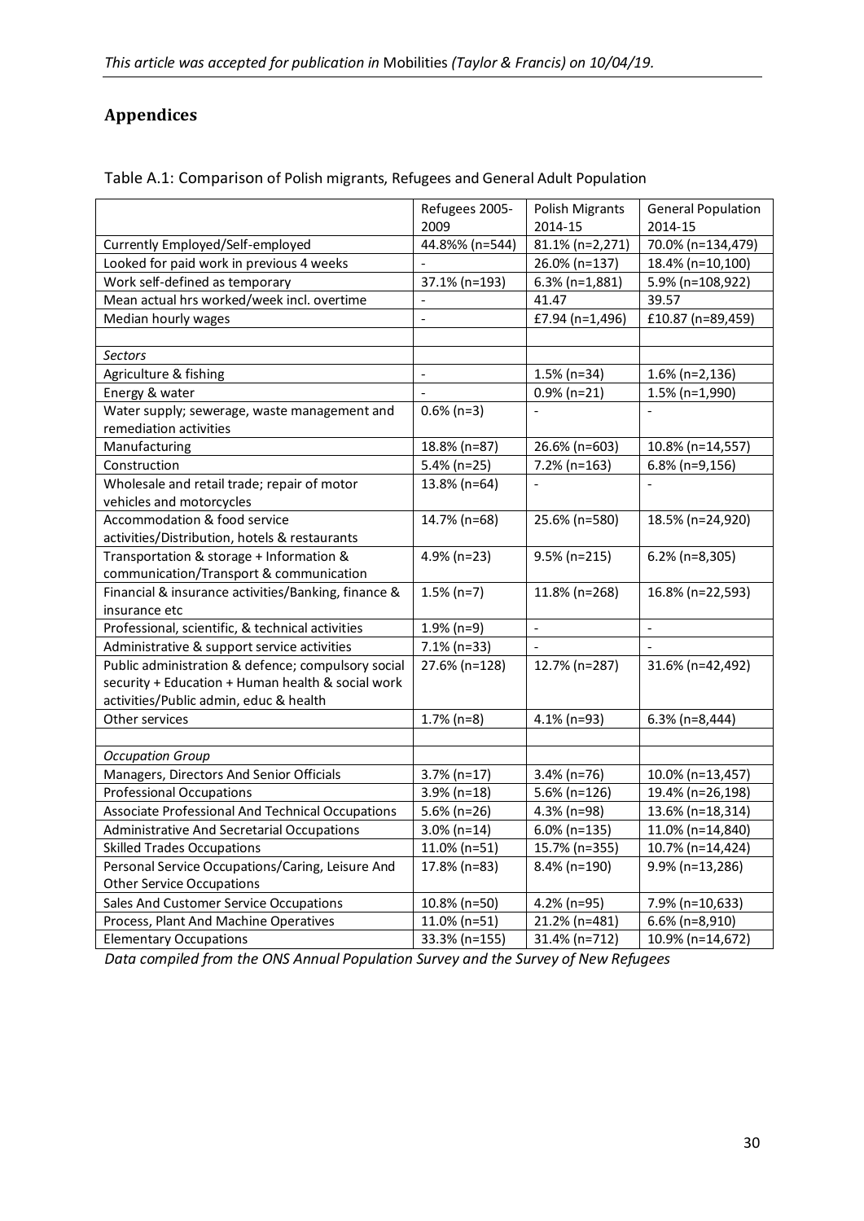## Appendices

Table A.1: Comparison of Polish migrants, Refugees and General Adult Population

| | Refugees 2005-2009 | Polish Migrants 2014-15 | General Population 2014-15 |
|---|---|---|---|
| Currently Employed/Self-employed | 44.8%% (n=544) | 81.1% (n=2,271) | 70.0% (n=134,479) |
| Looked for paid work in previous 4 weeks | - | 26.0% (n=137) | 18.4% (n=10,100) |
| Work self-defined as temporary | 37.1% (n=193) | 6.3% (n=1,881) | 5.9% (n=108,922) |
| Mean actual hrs worked/week incl. overtime | - | 41.47 | 39.57 |
| Median hourly wages | - | £7.94 (n=1,496) | £10.87 (n=89,459) |
| | | | |
| *Sectors* | | | |
| Agriculture & fishing | - | 1.5% (n=34) | 1.6% (n=2,136) |
| Energy & water | - | 0.9% (n=21) | 1.5% (n=1,990) |
| Water supply; sewerage, waste management and remediation activities | 0.6% (n=3) | - | - |
| Manufacturing | 18.8% (n=87) | 26.6% (n=603) | 10.8% (n=14,557) |
| Construction | 5.4% (n=25) | 7.2% (n=163) | 6.8% (n=9,156) |
| Wholesale and retail trade; repair of motor vehicles and motorcycles | 13.8% (n=64) | - | - |
| Accommodation & food service activities/Distribution, hotels & restaurants | 14.7% (n=68) | 25.6% (n=580) | 18.5% (n=24,920) |
| Transportation & storage + Information & communication/Transport & communication | 4.9% (n=23) | 9.5% (n=215) | 6.2% (n=8,305) |
| Financial & insurance activities/Banking, finance & insurance etc | 1.5% (n=7) | 11.8% (n=268) | 16.8% (n=22,593) |
| Professional, scientific, & technical activities | 1.9% (n=9) | - | - |
| Administrative & support service activities | 7.1% (n=33) | - | - |
| Public administration & defence; compulsory social security + Education + Human health & social work activities/Public admin, educ & health | 27.6% (n=128) | 12.7% (n=287) | 31.6% (n=42,492) |
| Other services | 1.7% (n=8) | 4.1% (n=93) | 6.3% (n=8,444) |
| | | | |
| *Occupation Group* | | | |
| Managers, Directors And Senior Officials | 3.7% (n=17) | 3.4% (n=76) | 10.0% (n=13,457) |
| Professional Occupations | 3.9% (n=18) | 5.6% (n=126) | 19.4% (n=26,198) |
| Associate Professional And Technical Occupations | 5.6% (n=26) | 4.3% (n=98) | 13.6% (n=18,314) |
| Administrative And Secretarial Occupations | 3.0% (n=14) | 6.0% (n=135) | 11.0% (n=14,840) |
| Skilled Trades Occupations | 11.0% (n=51) | 15.7% (n=355) | 10.7% (n=14,424) |
| Personal Service Occupations/Caring, Leisure And Other Service Occupations | 17.8% (n=83) | 8.4% (n=190) | 9.9% (n=13,286) |
| Sales And Customer Service Occupations | 10.8% (n=50) | 4.2% (n=95) | 7.9% (n=10,633) |
| Process, Plant And Machine Operatives | 11.0% (n=51) | 21.2% (n=481) | 6.6% (n=8,910) |
| Elementary Occupations | 33.3% (n=155) | 31.4% (n=712) | 10.9% (n=14,672) |

*Data compiled from the ONS Annual Population Survey and the Survey of New Refugees*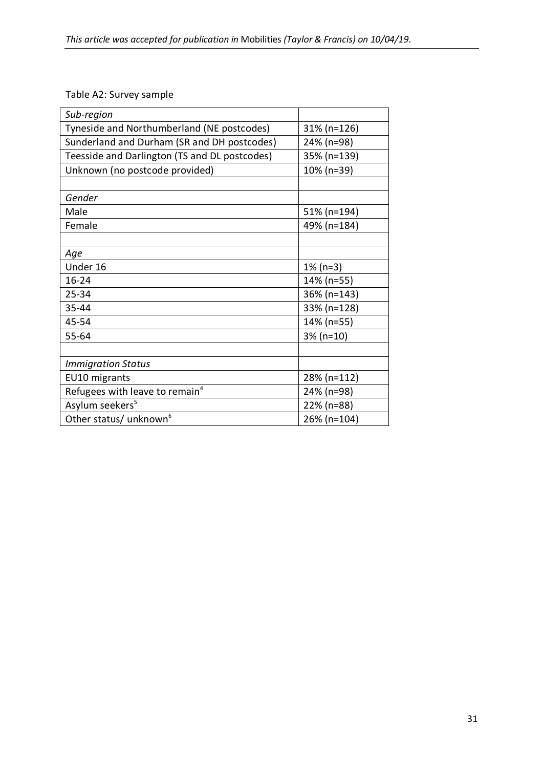Table A2: Survey sample

| *Sub-region* | |
|---|---|
| Tyneside and Northumberland (NE postcodes) | 31% (n=126) |
| Sunderland and Durham (SR and DH postcodes) | 24% (n=98) |
| Teesside and Darlington (TS and DL postcodes) | 35% (n=139) |
| Unknown (no postcode provided) | 10% (n=39) |
| | |
| *Gender* | |
| Male | 51% (n=194) |
| Female | 49% (n=184) |
| | |
| *Age* | |
| Under 16 | 1% (n=3) |
| 16-24 | 14% (n=55) |
| 25-34 | 36% (n=143) |
| 35-44 | 33% (n=128) |
| 45-54 | 14% (n=55) |
| 55-64 | 3% (n=10) |
| | |
| *Immigration Status* | |
| EU10 migrants | 28% (n=112) |
| Refugees with leave to remain[4] | 24% (n=98) |
| Asylum seekers[5] | 22% (n=88) |
| Other status/ unknown[6] | 26% (n=104) |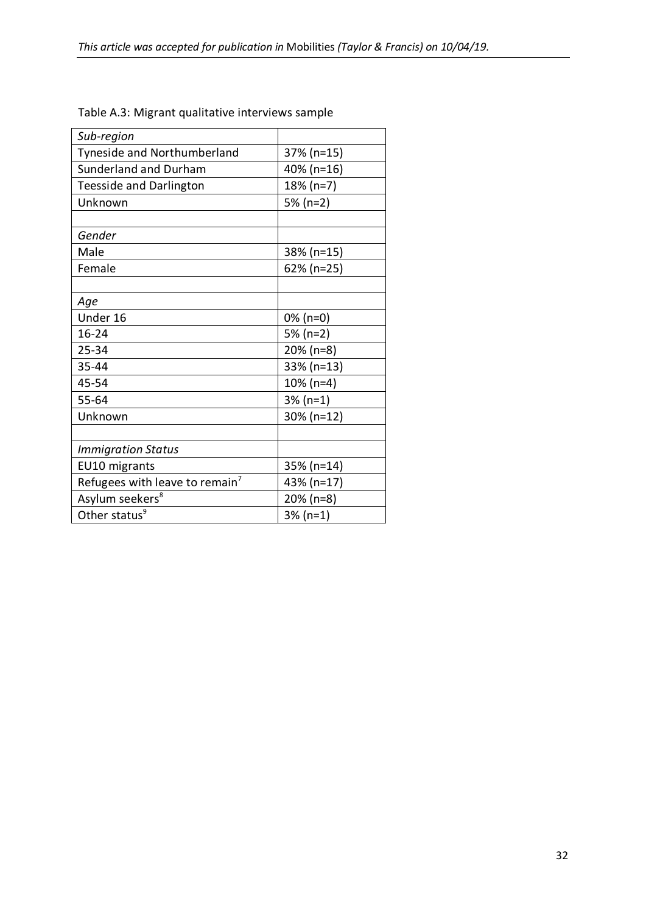Table A.3: Migrant qualitative interviews sample

| *Sub-region* | |
|---|---|
| Tyneside and Northumberland | 37% (n=15) |
| Sunderland and Durham | 40% (n=16) |
| Teesside and Darlington | 18% (n=7) |
| Unknown | 5% (n=2) |
| | |
| *Gender* | |
| Male | 38% (n=15) |
| Female | 62% (n=25) |
| | |
| *Age* | |
| Under 16 | 0% (n=0) |
| 16-24 | 5% (n=2) |
| 25-34 | 20% (n=8) |
| 35-44 | 33% (n=13) |
| 45-54 | 10% (n=4) |
| 55-64 | 3% (n=1) |
| Unknown | 30% (n=12) |
| | |
| *Immigration Status* | |
| EU10 migrants | 35% (n=14) |
| Refugees with leave to remain[7] | 43% (n=17) |
| Asylum seekers[8] | 20% (n=8) |
| Other status[9] | 3% (n=1) |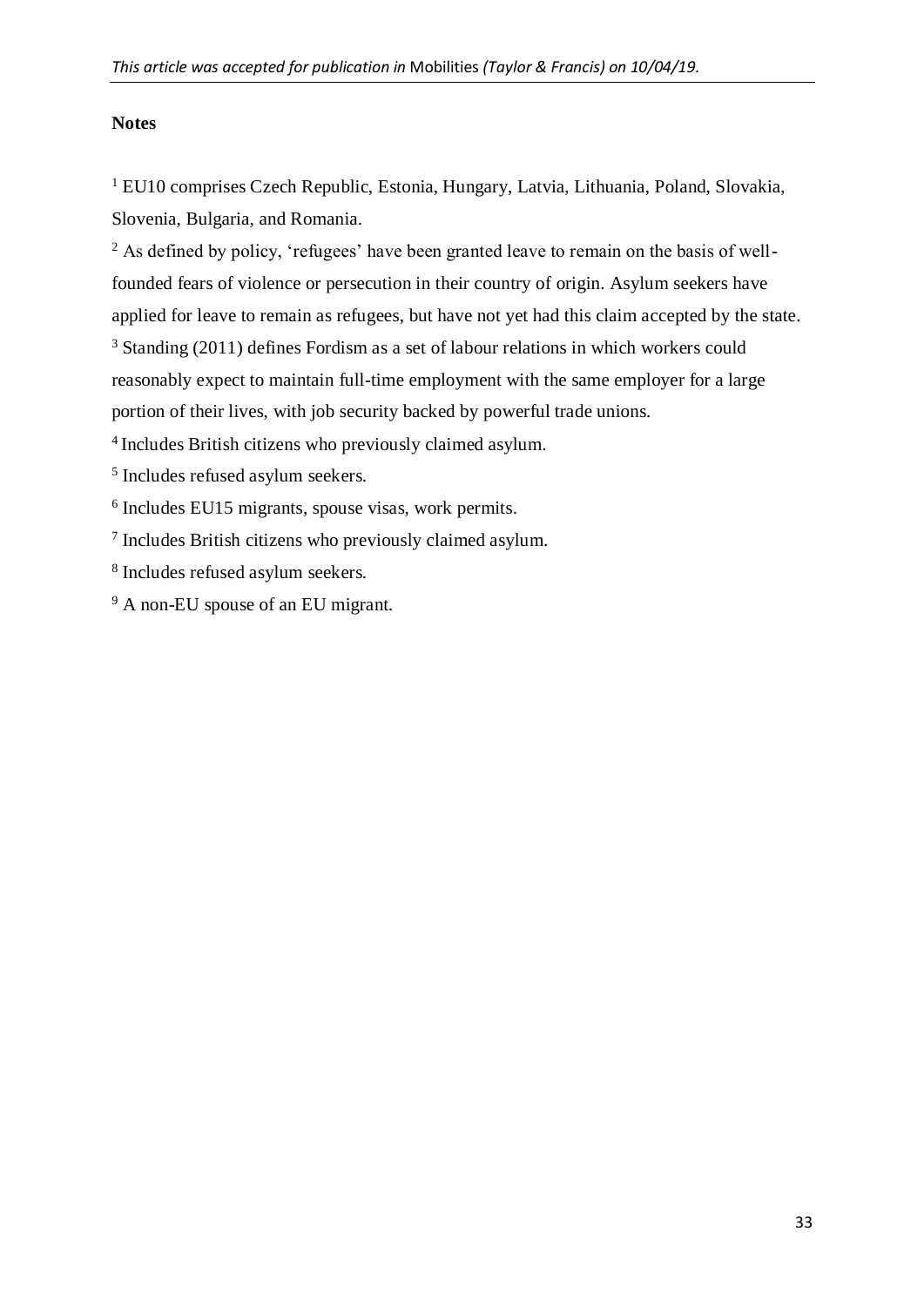**Notes**

[1] EU10 comprises Czech Republic, Estonia, Hungary, Latvia, Lithuania, Poland, Slovakia, Slovenia, Bulgaria, and Romania.

[2] As defined by policy, 'refugees' have been granted leave to remain on the basis of well-founded fears of violence or persecution in their country of origin. Asylum seekers have applied for leave to remain as refugees, but have not yet had this claim accepted by the state.

[3] Standing (2011) defines Fordism as a set of labour relations in which workers could reasonably expect to maintain full-time employment with the same employer for a large portion of their lives, with job security backed by powerful trade unions.

[4] Includes British citizens who previously claimed asylum.

[5] Includes refused asylum seekers.

[6] Includes EU15 migrants, spouse visas, work permits.

[7] Includes British citizens who previously claimed asylum.

[8] Includes refused asylum seekers.

[9] A non-EU spouse of an EU migrant.